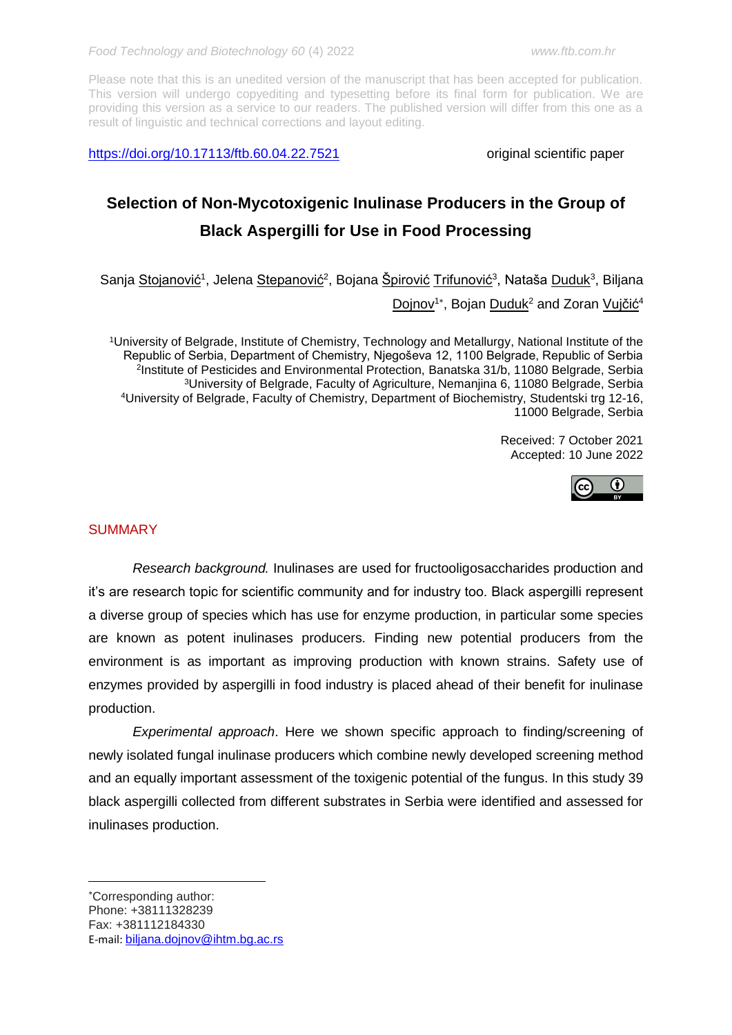Please note that this is an unedited version of the manuscript that has been accepted for publication. This version will undergo copyediting and typesetting before its final form for publication. We are providing this version as a service to our readers. The published version will differ from this one as a result of linguistic and technical corrections and layout editing.

https://doi.org/10.17113/ftb.60.04.22.7521 original scientific paper

# Selection of Non-Mycotoxigenic Inulinase Producers in the Group of Black Aspergilli for Use in Food Processing

Sanja Stojanović[1], Jelena Stepanović[2], Bojana Špirović Trifunović[3], Nataša Duduk[3], Biljana Dojnov[1*], Bojan Duduk[2] and Zoran Vujčić[4]

[1]University of Belgrade, Institute of Chemistry, Technology and Metallurgy, National Institute of the Republic of Serbia, Department of Chemistry, Njegoševa 12, 1100 Belgrade, Republic of Serbia
[2]Institute of Pesticides and Environmental Protection, Banatska 31/b, 11080 Belgrade, Serbia
[3]University of Belgrade, Faculty of Agriculture, Nemanjina 6, 11080 Belgrade, Serbia
[4]University of Belgrade, Faculty of Chemistry, Department of Biochemistry, Studentski trg 12-16, 11000 Belgrade, Serbia

Received: 7 October 2021
Accepted: 10 June 2022

## SUMMARY

*Research background.* Inulinases are used for fructooligosaccharides production and it's are research topic for scientific community and for industry too. Black aspergilli represent a diverse group of species which has use for enzyme production, in particular some species are known as potent inulinases producers. Finding new potential producers from the environment is as important as improving production with known strains. Safety use of enzymes provided by aspergilli in food industry is placed ahead of their benefit for inulinase production.

*Experimental approach*. Here we shown specific approach to finding/screening of newly isolated fungal inulinase producers which combine newly developed screening method and an equally important assessment of the toxigenic potential of the fungus. In this study 39 black aspergilli collected from different substrates in Serbia were identified and assessed for inulinases production.

---

*Corresponding author:
Phone: +38111328239
Fax: +381112184330
E-mail: biljana.dojnov@ihtm.bg.ac.rs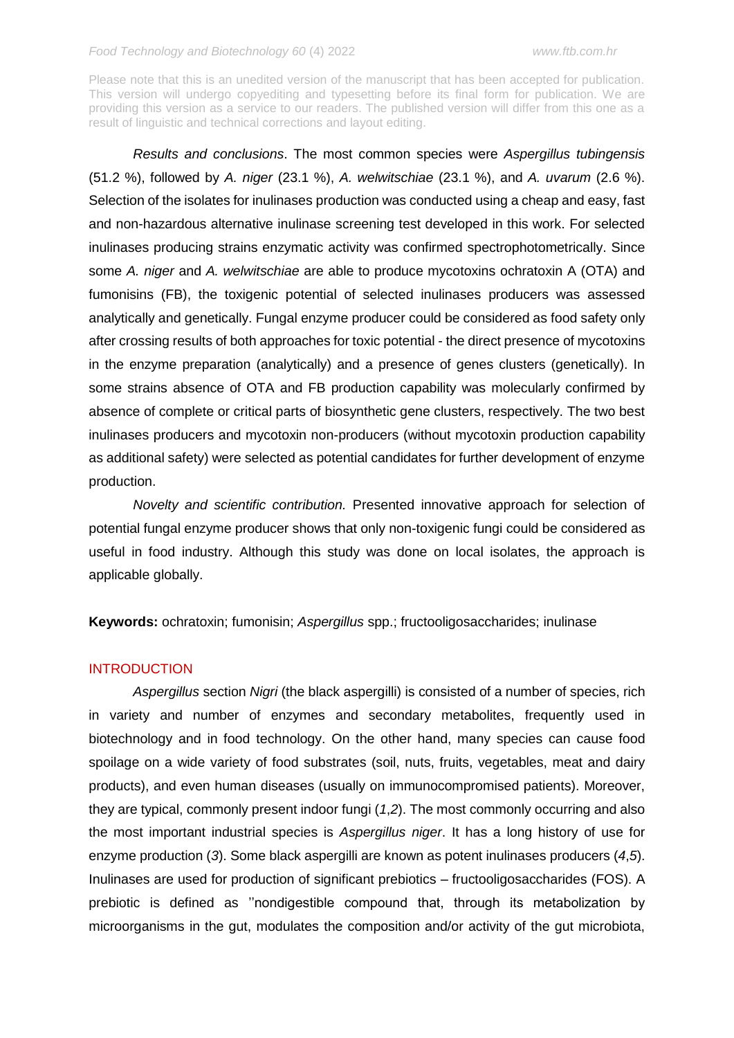*Results and conclusions*. The most common species were *Aspergillus tubingensis* (51.2 %), followed by *A. niger* (23.1 %), *A. welwitschiae* (23.1 %), and *A. uvarum* (2.6 %). Selection of the isolates for inulinases production was conducted using a cheap and easy, fast and non-hazardous alternative inulinase screening test developed in this work. For selected inulinases producing strains enzymatic activity was confirmed spectrophotometrically. Since some *A. niger* and *A. welwitschiae* are able to produce mycotoxins ochratoxin A (OTA) and fumonisins (FB), the toxigenic potential of selected inulinases producers was assessed analytically and genetically. Fungal enzyme producer could be considered as food safety only after crossing results of both approaches for toxic potential - the direct presence of mycotoxins in the enzyme preparation (analytically) and a presence of genes clusters (genetically). In some strains absence of OTA and FB production capability was molecularly confirmed by absence of complete or critical parts of biosynthetic gene clusters, respectively. The two best inulinases producers and mycotoxin non-producers (without mycotoxin production capability as additional safety) were selected as potential candidates for further development of enzyme production.

*Novelty and scientific contribution.* Presented innovative approach for selection of potential fungal enzyme producer shows that only non-toxigenic fungi could be considered as useful in food industry. Although this study was done on local isolates, the approach is applicable globally.

**Keywords:** ochratoxin; fumonisin; *Aspergillus* spp.; fructooligosaccharides; inulinase

## INTRODUCTION

*Aspergillus* section *Nigri* (the black aspergilli) is consisted of a number of species, rich in variety and number of enzymes and secondary metabolites, frequently used in biotechnology and in food technology. On the other hand, many species can cause food spoilage on a wide variety of food substrates (soil, nuts, fruits, vegetables, meat and dairy products), and even human diseases (usually on immunocompromised patients). Moreover, they are typical, commonly present indoor fungi (*1*,*2*). The most commonly occurring and also the most important industrial species is *Aspergillus niger*. It has a long history of use for enzyme production (*3*). Some black aspergilli are known as potent inulinases producers (*4*,*5*). Inulinases are used for production of significant prebiotics – fructooligosaccharides (FOS). A prebiotic is defined as ''nondigestible compound that, through its metabolization by microorganisms in the gut, modulates the composition and/or activity of the gut microbiota,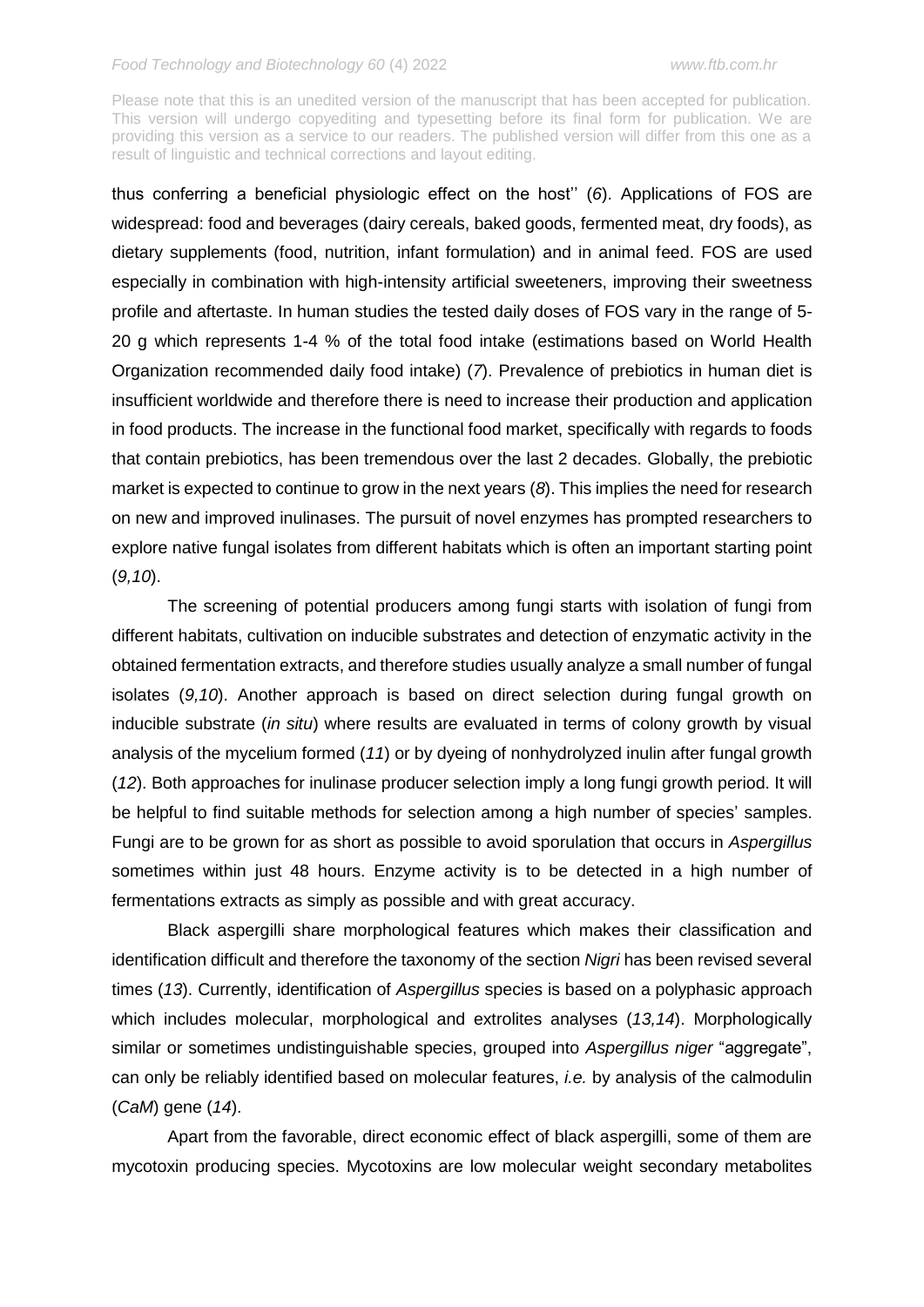thus conferring a beneficial physiologic effect on the host'' (*6*). Applications of FOS are widespread: food and beverages (dairy cereals, baked goods, fermented meat, dry foods), as dietary supplements (food, nutrition, infant formulation) and in animal feed. FOS are used especially in combination with high-intensity artificial sweeteners, improving their sweetness profile and aftertaste. In human studies the tested daily doses of FOS vary in the range of 5-20 g which represents 1-4 % of the total food intake (estimations based on World Health Organization recommended daily food intake) (*7*). Prevalence of prebiotics in human diet is insufficient worldwide and therefore there is need to increase their production and application in food products. The increase in the functional food market, specifically with regards to foods that contain prebiotics, has been tremendous over the last 2 decades. Globally, the prebiotic market is expected to continue to grow in the next years (*8*). This implies the need for research on new and improved inulinases. The pursuit of novel enzymes has prompted researchers to explore native fungal isolates from different habitats which is often an important starting point (*9,10*).

The screening of potential producers among fungi starts with isolation of fungi from different habitats, cultivation on inducible substrates and detection of enzymatic activity in the obtained fermentation extracts, and therefore studies usually analyze a small number of fungal isolates (*9,10*). Another approach is based on direct selection during fungal growth on inducible substrate (*in situ*) where results are evaluated in terms of colony growth by visual analysis of the mycelium formed (*11*) or by dyeing of nonhydrolyzed inulin after fungal growth (*12*). Both approaches for inulinase producer selection imply a long fungi growth period. It will be helpful to find suitable methods for selection among a high number of species' samples. Fungi are to be grown for as short as possible to avoid sporulation that occurs in *Aspergillus* sometimes within just 48 hours. Enzyme activity is to be detected in a high number of fermentations extracts as simply as possible and with great accuracy.

Black aspergilli share morphological features which makes their classification and identification difficult and therefore the taxonomy of the section *Nigri* has been revised several times (*13*). Currently, identification of *Aspergillus* species is based on a polyphasic approach which includes molecular, morphological and extrolites analyses (*13,14*). Morphologically similar or sometimes undistinguishable species, grouped into *Aspergillus niger* "aggregate", can only be reliably identified based on molecular features, *i.e.* by analysis of the calmodulin (*CaM*) gene (*14*).

Apart from the favorable, direct economic effect of black aspergilli, some of them are mycotoxin producing species. Mycotoxins are low molecular weight secondary metabolites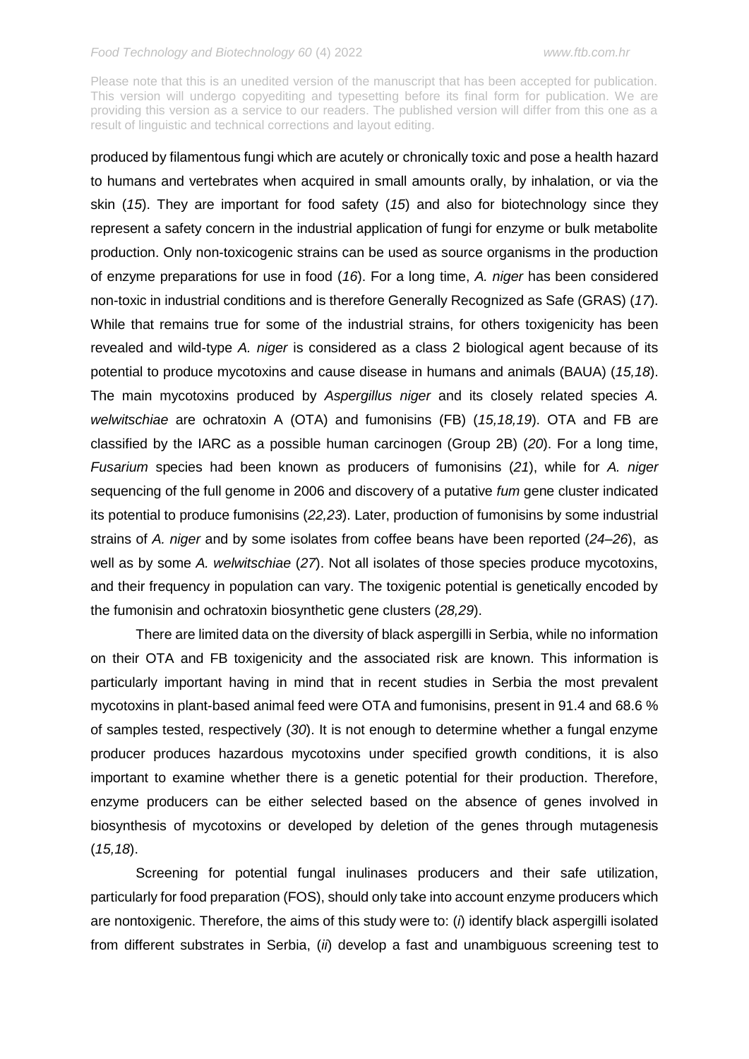Please note that this is an unedited version of the manuscript that has been accepted for publication. This version will undergo copyediting and typesetting before its final form for publication. We are providing this version as a service to our readers. The published version will differ from this one as a result of linguistic and technical corrections and layout editing.

produced by filamentous fungi which are acutely or chronically toxic and pose a health hazard to humans and vertebrates when acquired in small amounts orally, by inhalation, or via the skin (*15*). They are important for food safety (*15*) and also for biotechnology since they represent a safety concern in the industrial application of fungi for enzyme or bulk metabolite production. Only non-toxicogenic strains can be used as source organisms in the production of enzyme preparations for use in food (*16*). For a long time, *A. niger* has been considered non-toxic in industrial conditions and is therefore Generally Recognized as Safe (GRAS) (*17*). While that remains true for some of the industrial strains, for others toxigenicity has been revealed and wild-type *A. niger* is considered as a class 2 biological agent because of its potential to produce mycotoxins and cause disease in humans and animals (BAUA) (*15,18*). The main mycotoxins produced by *Aspergillus niger* and its closely related species *A. welwitschiae* are ochratoxin A (OTA) and fumonisins (FB) (*15,18,19*). OTA and FB are classified by the IARC as a possible human carcinogen (Group 2B) (*20*). For a long time, *Fusarium* species had been known as producers of fumonisins (*21*), while for *A. niger* sequencing of the full genome in 2006 and discovery of a putative *fum* gene cluster indicated its potential to produce fumonisins (*22,23*). Later, production of fumonisins by some industrial strains of *A. niger* and by some isolates from coffee beans have been reported (*24–26*), as well as by some *A. welwitschiae* (*27*). Not all isolates of those species produce mycotoxins, and their frequency in population can vary. The toxigenic potential is genetically encoded by the fumonisin and ochratoxin biosynthetic gene clusters (*28,29*).

There are limited data on the diversity of black aspergilli in Serbia, while no information on their OTA and FB toxigenicity and the associated risk are known. This information is particularly important having in mind that in recent studies in Serbia the most prevalent mycotoxins in plant-based animal feed were OTA and fumonisins, present in 91.4 and 68.6 % of samples tested, respectively (*30*). It is not enough to determine whether a fungal enzyme producer produces hazardous mycotoxins under specified growth conditions, it is also important to examine whether there is a genetic potential for their production. Therefore, enzyme producers can be either selected based on the absence of genes involved in biosynthesis of mycotoxins or developed by deletion of the genes through mutagenesis (*15,18*).

Screening for potential fungal inulinases producers and their safe utilization, particularly for food preparation (FOS), should only take into account enzyme producers which are nontoxigenic. Therefore, the aims of this study were to: (*i*) identify black aspergilli isolated from different substrates in Serbia, (*ii*) develop a fast and unambiguous screening test to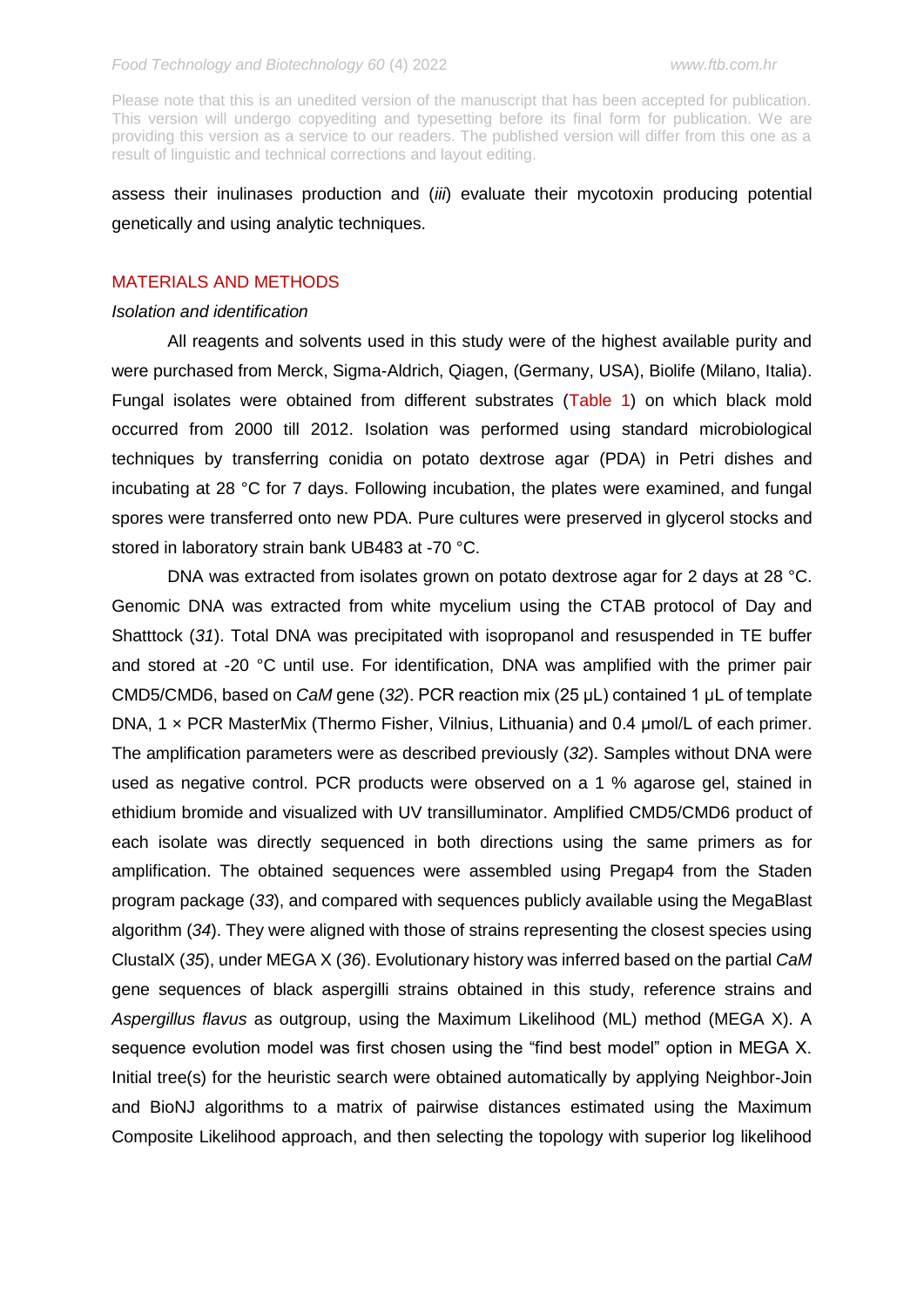assess their inulinases production and (*iii*) evaluate their mycotoxin producing potential genetically and using analytic techniques.

## MATERIALS AND METHODS

### *Isolation and identification*

All reagents and solvents used in this study were of the highest available purity and were purchased from Merck, Sigma-Aldrich, Qiagen, (Germany, USA), Biolife (Milano, Italia). Fungal isolates were obtained from different substrates (Table 1) on which black mold occurred from 2000 till 2012. Isolation was performed using standard microbiological techniques by transferring conidia on potato dextrose agar (PDA) in Petri dishes and incubating at 28 °C for 7 days. Following incubation, the plates were examined, and fungal spores were transferred onto new PDA. Pure cultures were preserved in glycerol stocks and stored in laboratory strain bank UB483 at -70 °C.

DNA was extracted from isolates grown on potato dextrose agar for 2 days at 28 °C. Genomic DNA was extracted from white mycelium using the CTAB protocol of Day and Shatttock (*31*). Total DNA was precipitated with isopropanol and resuspended in TE buffer and stored at -20 °C until use. For identification, DNA was amplified with the primer pair CMD5/CMD6, based on *CaM* gene (*32*). PCR reaction mix (25 µL) contained 1 µL of template DNA, 1 × PCR MasterMix (Thermo Fisher, Vilnius, Lithuania) and 0.4 µmol/L of each primer. The amplification parameters were as described previously (*32*). Samples without DNA were used as negative control. PCR products were observed on a 1 % agarose gel, stained in ethidium bromide and visualized with UV transilluminator. Amplified CMD5/CMD6 product of each isolate was directly sequenced in both directions using the same primers as for amplification. The obtained sequences were assembled using Pregap4 from the Staden program package (*33*), and compared with sequences publicly available using the MegaBlast algorithm (*34*). They were aligned with those of strains representing the closest species using ClustalX (*35*), under MEGA X (*36*). Evolutionary history was inferred based on the partial *CaM* gene sequences of black aspergilli strains obtained in this study, reference strains and *Aspergillus flavus* as outgroup, using the Maximum Likelihood (ML) method (MEGA X). A sequence evolution model was first chosen using the "find best model" option in MEGA X. Initial tree(s) for the heuristic search were obtained automatically by applying Neighbor-Join and BioNJ algorithms to a matrix of pairwise distances estimated using the Maximum Composite Likelihood approach, and then selecting the topology with superior log likelihood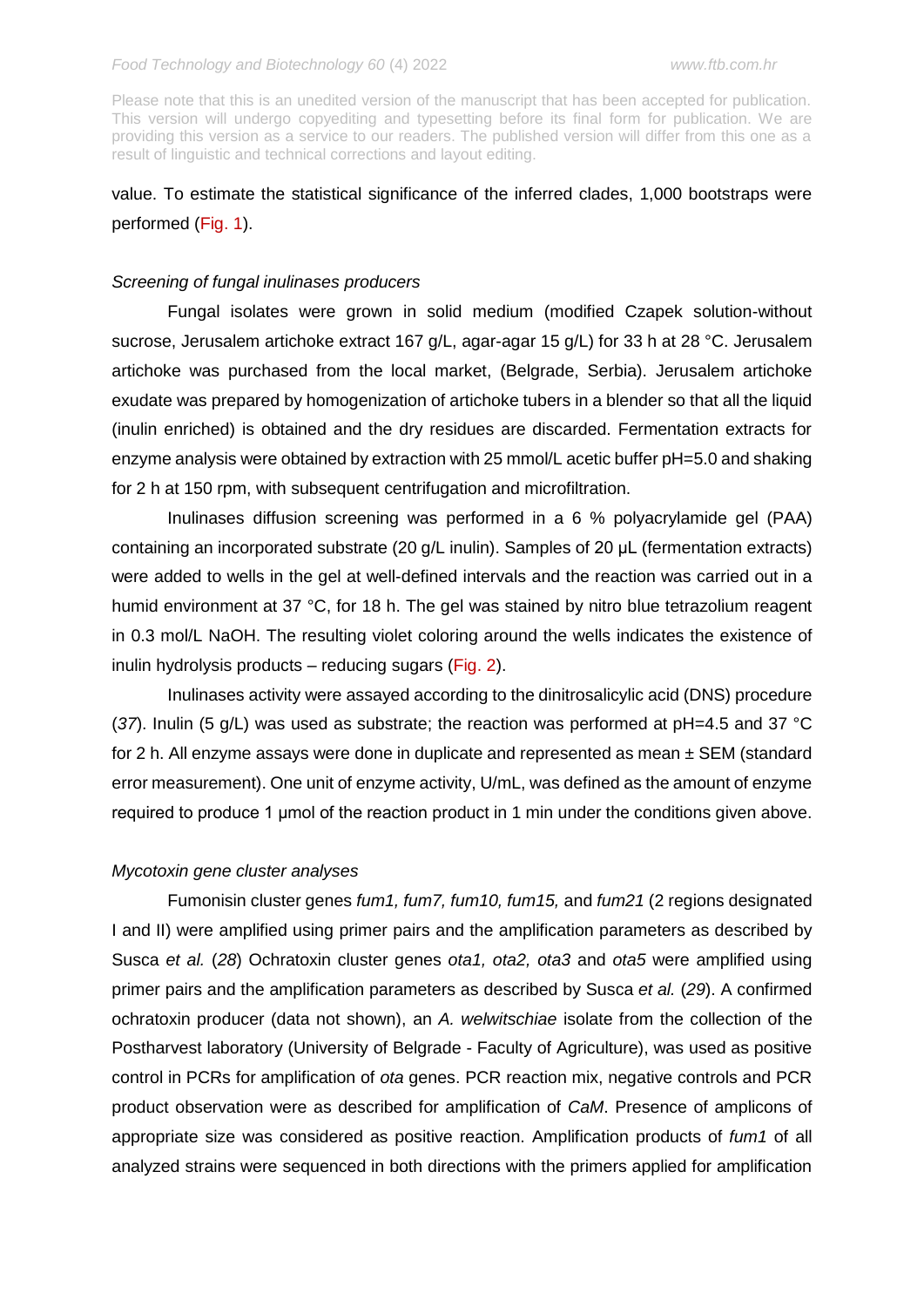value. To estimate the statistical significance of the inferred clades, 1,000 bootstraps were performed (Fig. 1).

*Screening of fungal inulinases producers*

Fungal isolates were grown in solid medium (modified Czapek solution-without sucrose, Jerusalem artichoke extract 167 g/L, agar-agar 15 g/L) for 33 h at 28 °C. Jerusalem artichoke was purchased from the local market, (Belgrade, Serbia). Jerusalem artichoke exudate was prepared by homogenization of artichoke tubers in a blender so that all the liquid (inulin enriched) is obtained and the dry residues are discarded. Fermentation extracts for enzyme analysis were obtained by extraction with 25 mmol/L acetic buffer pH=5.0 and shaking for 2 h at 150 rpm, with subsequent centrifugation and microfiltration.

Inulinases diffusion screening was performed in a 6 % polyacrylamide gel (PAA) containing an incorporated substrate (20 g/L inulin). Samples of 20 µL (fermentation extracts) were added to wells in the gel at well-defined intervals and the reaction was carried out in a humid environment at 37 °C, for 18 h. The gel was stained by nitro blue tetrazolium reagent in 0.3 mol/L NaOH. The resulting violet coloring around the wells indicates the existence of inulin hydrolysis products – reducing sugars (Fig. 2).

Inulinases activity were assayed according to the dinitrosalicylic acid (DNS) procedure (*37*). Inulin (5 g/L) was used as substrate; the reaction was performed at pH=4.5 and 37 °C for 2 h. All enzyme assays were done in duplicate and represented as mean ± SEM (standard error measurement). One unit of enzyme activity, U/mL, was defined as the amount of enzyme required to produce 1 µmol of the reaction product in 1 min under the conditions given above.

*Mycotoxin gene cluster analyses*

Fumonisin cluster genes *fum1, fum7, fum10, fum15,* and *fum21* (2 regions designated I and II) were amplified using primer pairs and the amplification parameters as described by Susca *et al.* (*28*) Ochratoxin cluster genes *ota1, ota2, ota3* and *ota5* were amplified using primer pairs and the amplification parameters as described by Susca *et al.* (*29*). A confirmed ochratoxin producer (data not shown), an *A. welwitschiae* isolate from the collection of the Postharvest laboratory (University of Belgrade - Faculty of Agriculture), was used as positive control in PCRs for amplification of *ota* genes. PCR reaction mix, negative controls and PCR product observation were as described for amplification of *CaM*. Presence of amplicons of appropriate size was considered as positive reaction. Amplification products of *fum1* of all analyzed strains were sequenced in both directions with the primers applied for amplification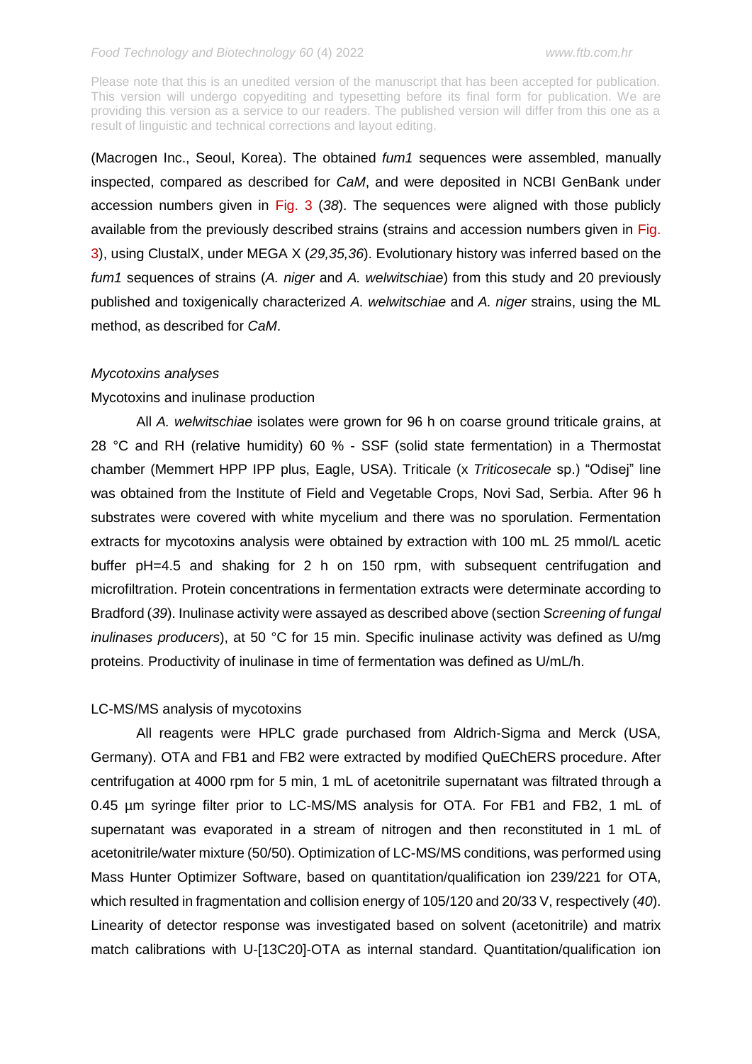(Macrogen Inc., Seoul, Korea). The obtained *fum1* sequences were assembled, manually inspected, compared as described for *CaM*, and were deposited in NCBI GenBank under accession numbers given in Fig. 3 (*38*). The sequences were aligned with those publicly available from the previously described strains (strains and accession numbers given in Fig. 3), using ClustalX, under MEGA X (*29,35,36*). Evolutionary history was inferred based on the *fum1* sequences of strains (*A. niger* and *A. welwitschiae*) from this study and 20 previously published and toxigenically characterized *A. welwitschiae* and *A. niger* strains, using the ML method, as described for *CaM*.

### *Mycotoxins analyses*

#### Mycotoxins and inulinase production

All *A. welwitschiae* isolates were grown for 96 h on coarse ground triticale grains, at 28 °C and RH (relative humidity) 60 % - SSF (solid state fermentation) in a Thermostat chamber (Memmert HPP IPP plus, Eagle, USA). Triticale (x *Triticosecale* sp.) "Odisej" line was obtained from the Institute of Field and Vegetable Crops, Novi Sad, Serbia. After 96 h substrates were covered with white mycelium and there was no sporulation. Fermentation extracts for mycotoxins analysis were obtained by extraction with 100 mL 25 mmol/L acetic buffer pH=4.5 and shaking for 2 h on 150 rpm, with subsequent centrifugation and microfiltration. Protein concentrations in fermentation extracts were determinate according to Bradford (*39*). Inulinase activity were assayed as described above (section *Screening of fungal inulinases producers*), at 50 °C for 15 min. Specific inulinase activity was defined as U/mg proteins. Productivity of inulinase in time of fermentation was defined as U/mL/h.

#### LC-MS/MS analysis of mycotoxins

All reagents were HPLC grade purchased from Aldrich-Sigma and Merck (USA, Germany). OTA and FB1 and FB2 were extracted by modified QuEChERS procedure. After centrifugation at 4000 rpm for 5 min, 1 mL of acetonitrile supernatant was filtrated through a 0.45 µm syringe filter prior to LC-MS/MS analysis for OTA. For FB1 and FB2, 1 mL of supernatant was evaporated in a stream of nitrogen and then reconstituted in 1 mL of acetonitrile/water mixture (50/50). Optimization of LC-MS/MS conditions, was performed using Mass Hunter Optimizer Software, based on quantitation/qualification ion 239/221 for OTA, which resulted in fragmentation and collision energy of 105/120 and 20/33 V, respectively (*40*). Linearity of detector response was investigated based on solvent (acetonitrile) and matrix match calibrations with U-[13C20]-OTA as internal standard. Quantitation/qualification ion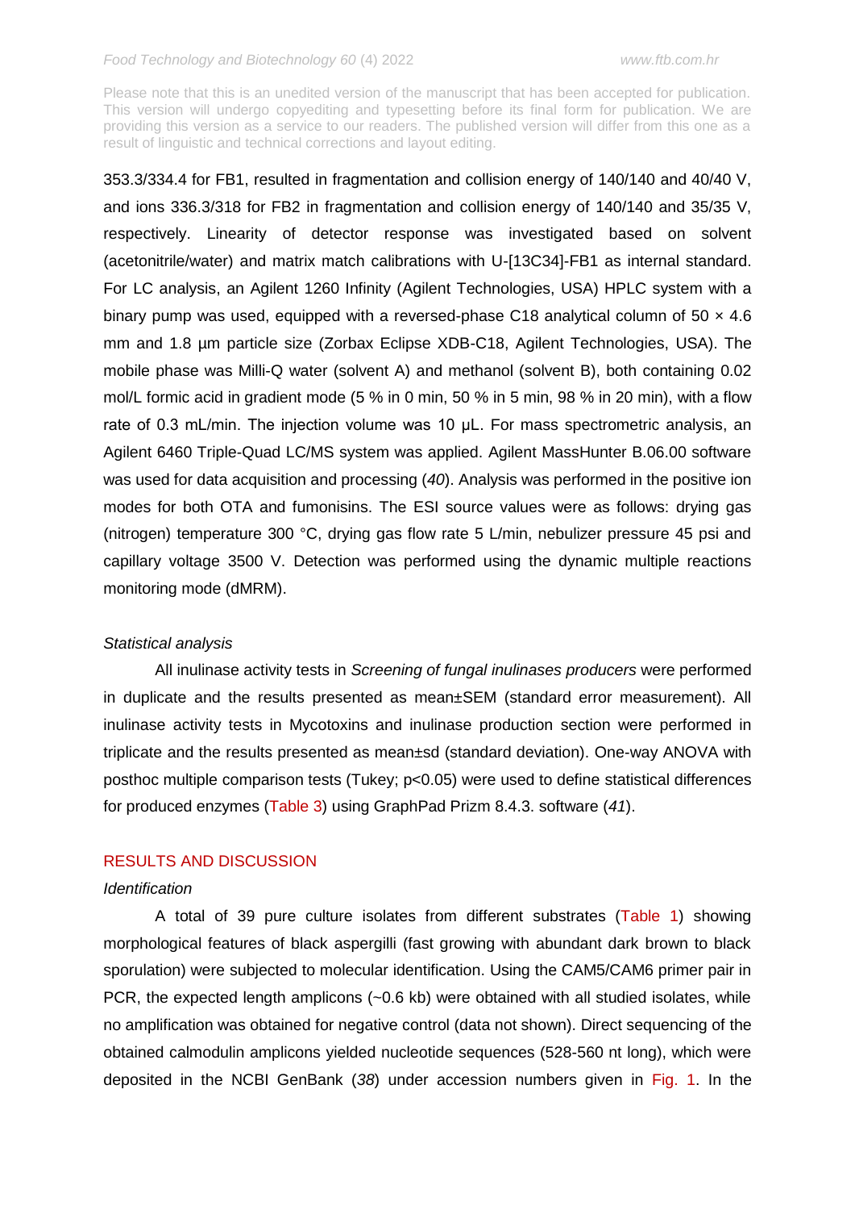353.3/334.4 for FB1, resulted in fragmentation and collision energy of 140/140 and 40/40 V, and ions 336.3/318 for FB2 in fragmentation and collision energy of 140/140 and 35/35 V, respectively. Linearity of detector response was investigated based on solvent (acetonitrile/water) and matrix match calibrations with U-[13C34]-FB1 as internal standard. For LC analysis, an Agilent 1260 Infinity (Agilent Technologies, USA) HPLC system with a binary pump was used, equipped with a reversed-phase C18 analytical column of 50 × 4.6 mm and 1.8 µm particle size (Zorbax Eclipse XDB-C18, Agilent Technologies, USA). The mobile phase was Milli-Q water (solvent A) and methanol (solvent B), both containing 0.02 mol/L formic acid in gradient mode (5 % in 0 min, 50 % in 5 min, 98 % in 20 min), with a flow rate of 0.3 mL/min. The injection volume was 10 µL. For mass spectrometric analysis, an Agilent 6460 Triple-Quad LC/MS system was applied. Agilent MassHunter B.06.00 software was used for data acquisition and processing (*40*). Analysis was performed in the positive ion modes for both OTA and fumonisins. The ESI source values were as follows: drying gas (nitrogen) temperature 300 °C, drying gas flow rate 5 L/min, nebulizer pressure 45 psi and capillary voltage 3500 V. Detection was performed using the dynamic multiple reactions monitoring mode (dMRM).

*Statistical analysis*

All inulinase activity tests in *Screening of fungal inulinases producers* were performed in duplicate and the results presented as mean±SEM (standard error measurement). All inulinase activity tests in Mycotoxins and inulinase production section were performed in triplicate and the results presented as mean±sd (standard deviation). One-way ANOVA with posthoc multiple comparison tests (Tukey; $p<0.05$) were used to define statistical differences for produced enzymes (Table 3) using GraphPad Prizm 8.4.3. software (*41*).

## RESULTS AND DISCUSSION

*Identification*

A total of 39 pure culture isolates from different substrates (Table 1) showing morphological features of black aspergilli (fast growing with abundant dark brown to black sporulation) were subjected to molecular identification. Using the CAM5/CAM6 primer pair in PCR, the expected length amplicons (~0.6 kb) were obtained with all studied isolates, while no amplification was obtained for negative control (data not shown). Direct sequencing of the obtained calmodulin amplicons yielded nucleotide sequences (528-560 nt long), which were deposited in the NCBI GenBank (*38*) under accession numbers given in Fig. 1. In the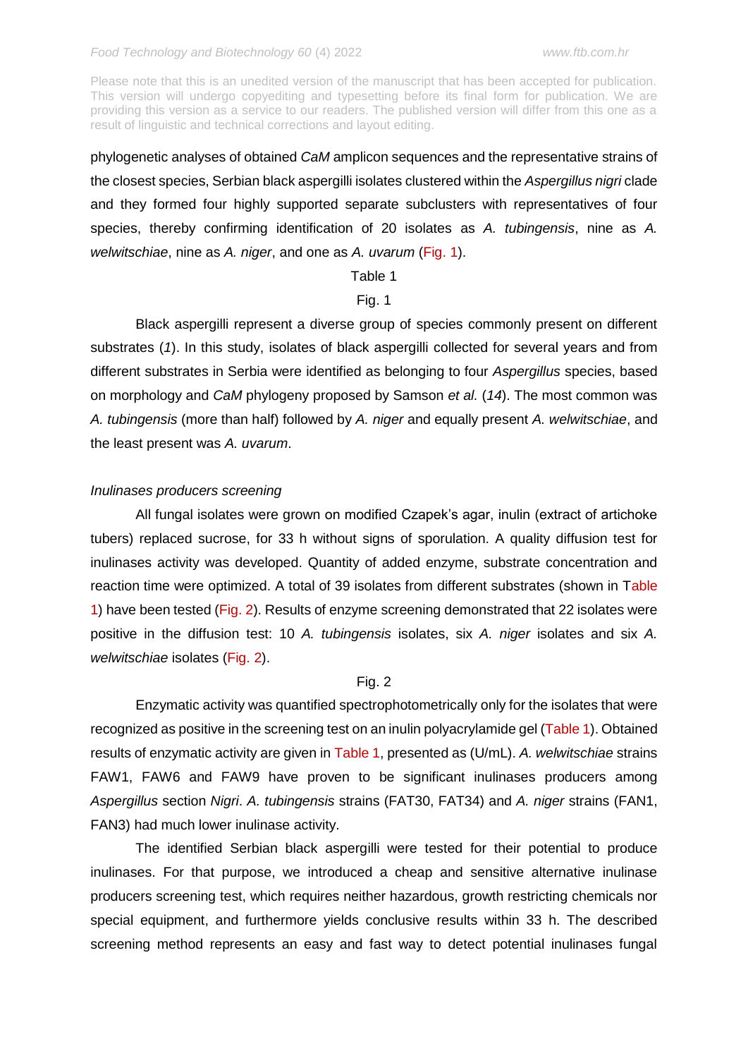phylogenetic analyses of obtained *CaM* amplicon sequences and the representative strains of the closest species, Serbian black aspergilli isolates clustered within the *Aspergillus nigri* clade and they formed four highly supported separate subclusters with representatives of four species, thereby confirming identification of 20 isolates as *A. tubingensis*, nine as *A. welwitschiae*, nine as *A. niger*, and one as *A. uvarum* (Fig. 1).

Table 1

Fig. 1

Black aspergilli represent a diverse group of species commonly present on different substrates (*1*). In this study, isolates of black aspergilli collected for several years and from different substrates in Serbia were identified as belonging to four *Aspergillus* species, based on morphology and *CaM* phylogeny proposed by Samson *et al.* (*14*). The most common was *A. tubingensis* (more than half) followed by *A. niger* and equally present *A. welwitschiae*, and the least present was *A. uvarum*.

*Inulinases producers screening*

All fungal isolates were grown on modified Czapek's agar, inulin (extract of artichoke tubers) replaced sucrose, for 33 h without signs of sporulation. A quality diffusion test for inulinases activity was developed. Quantity of added enzyme, substrate concentration and reaction time were optimized. A total of 39 isolates from different substrates (shown in Table 1) have been tested (Fig. 2). Results of enzyme screening demonstrated that 22 isolates were positive in the diffusion test: 10 *A. tubingensis* isolates, six *A. niger* isolates and six *A. welwitschiae* isolates (Fig. 2).

Fig. 2

Enzymatic activity was quantified spectrophotometrically only for the isolates that were recognized as positive in the screening test on an inulin polyacrylamide gel (Table 1). Obtained results of enzymatic activity are given in Table 1, presented as (U/mL). *A. welwitschiae* strains FAW1, FAW6 and FAW9 have proven to be significant inulinases producers among *Aspergillus* section *Nigri*. *A. tubingensis* strains (FAT30, FAT34) and *A. niger* strains (FAN1, FAN3) had much lower inulinase activity.

The identified Serbian black aspergilli were tested for their potential to produce inulinases. For that purpose, we introduced a cheap and sensitive alternative inulinase producers screening test, which requires neither hazardous, growth restricting chemicals nor special equipment, and furthermore yields conclusive results within 33 h. The described screening method represents an easy and fast way to detect potential inulinases fungal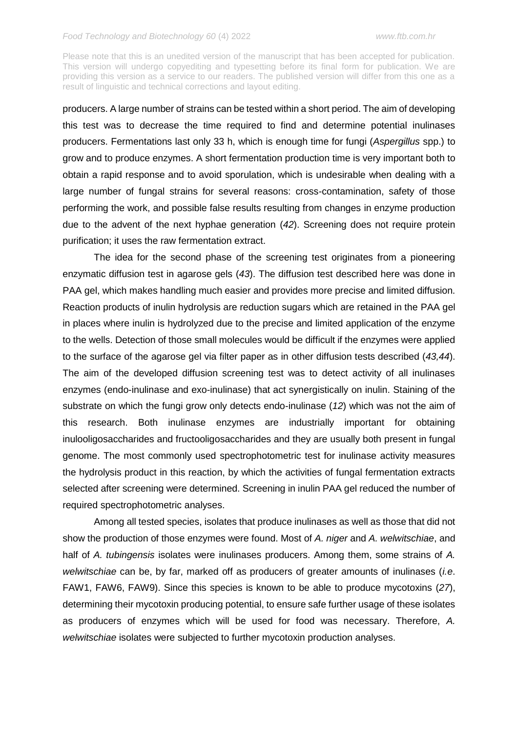producers. A large number of strains can be tested within a short period. The aim of developing this test was to decrease the time required to find and determine potential inulinases producers. Fermentations last only 33 h, which is enough time for fungi (*Aspergillus* spp.) to grow and to produce enzymes. A short fermentation production time is very important both to obtain a rapid response and to avoid sporulation, which is undesirable when dealing with a large number of fungal strains for several reasons: cross-contamination, safety of those performing the work, and possible false results resulting from changes in enzyme production due to the advent of the next hyphae generation (*42*). Screening does not require protein purification; it uses the raw fermentation extract.

The idea for the second phase of the screening test originates from a pioneering enzymatic diffusion test in agarose gels (*43*). The diffusion test described here was done in PAA gel, which makes handling much easier and provides more precise and limited diffusion. Reaction products of inulin hydrolysis are reduction sugars which are retained in the PAA gel in places where inulin is hydrolyzed due to the precise and limited application of the enzyme to the wells. Detection of those small molecules would be difficult if the enzymes were applied to the surface of the agarose gel via filter paper as in other diffusion tests described (*43,44*). The aim of the developed diffusion screening test was to detect activity of all inulinases enzymes (endo-inulinase and exo-inulinase) that act synergistically on inulin. Staining of the substrate on which the fungi grow only detects endo-inulinase (*12*) which was not the aim of this research. Both inulinase enzymes are industrially important for obtaining inulooligosaccharides and fructooligosaccharides and they are usually both present in fungal genome. The most commonly used spectrophotometric test for inulinase activity measures the hydrolysis product in this reaction, by which the activities of fungal fermentation extracts selected after screening were determined. Screening in inulin PAA gel reduced the number of required spectrophotometric analyses.

Among all tested species, isolates that produce inulinases as well as those that did not show the production of those enzymes were found. Most of *A. niger* and *A. welwitschiae*, and half of *A. tubingensis* isolates were inulinases producers. Among them, some strains of *A. welwitschiae* can be, by far, marked off as producers of greater amounts of inulinases (*i.e*. FAW1, FAW6, FAW9). Since this species is known to be able to produce mycotoxins (*27*), determining their mycotoxin producing potential, to ensure safe further usage of these isolates as producers of enzymes which will be used for food was necessary. Therefore, *A. welwitschiae* isolates were subjected to further mycotoxin production analyses.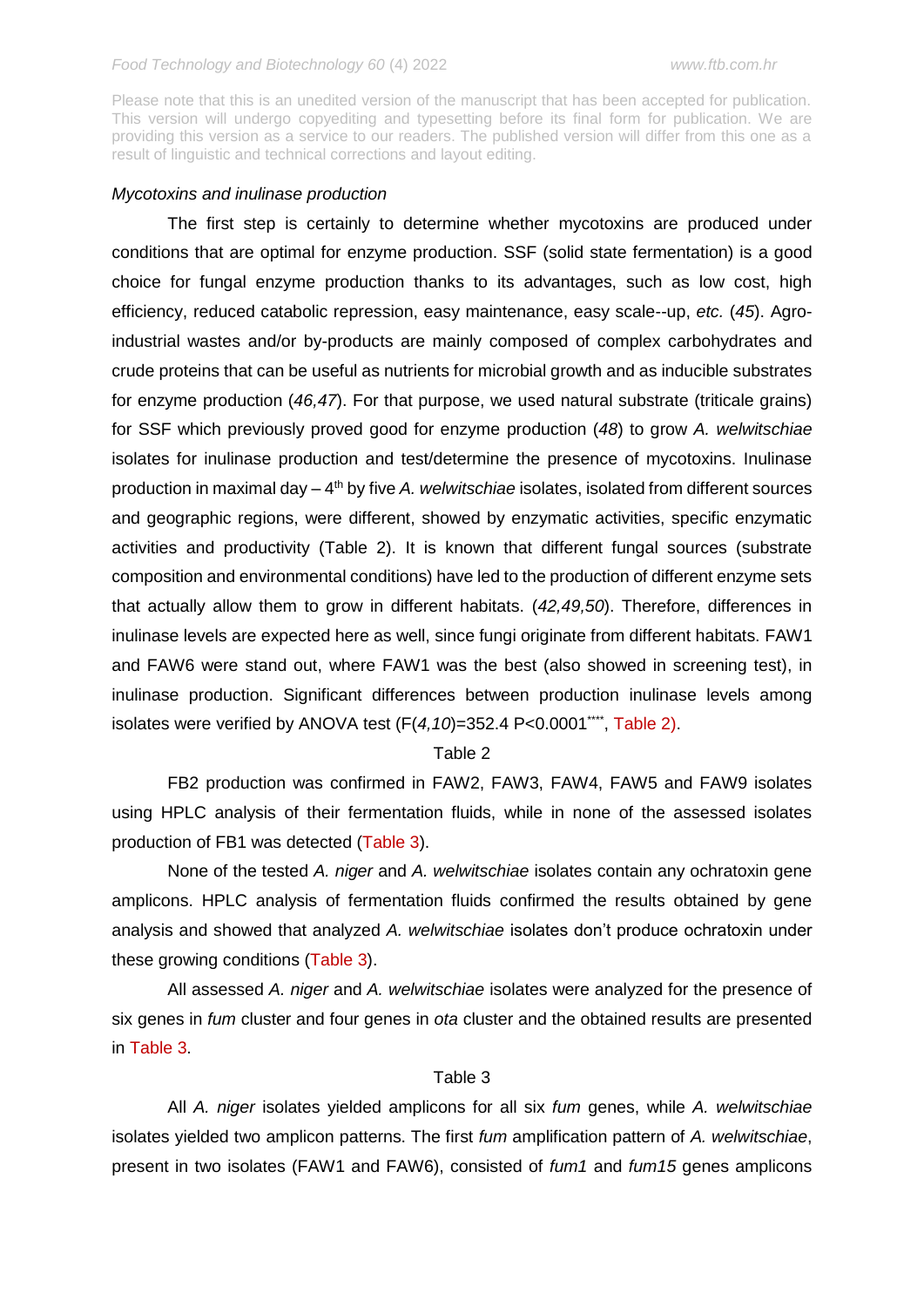*Mycotoxins and inulinase production*

The first step is certainly to determine whether mycotoxins are produced under conditions that are optimal for enzyme production. SSF (solid state fermentation) is a good choice for fungal enzyme production thanks to its advantages, such as low cost, high efficiency, reduced catabolic repression, easy maintenance, easy scale--up, *etc.* (*45*). Agro-industrial wastes and/or by-products are mainly composed of complex carbohydrates and crude proteins that can be useful as nutrients for microbial growth and as inducible substrates for enzyme production (*46,47*). For that purpose, we used natural substrate (triticale grains) for SSF which previously proved good for enzyme production (*48*) to grow *A. welwitschiae* isolates for inulinase production and test/determine the presence of mycotoxins. Inulinase production in maximal day – 4[th] by five *A. welwitschiae* isolates, isolated from different sources and geographic regions, were different, showed by enzymatic activities, specific enzymatic activities and productivity (Table 2). It is known that different fungal sources (substrate composition and environmental conditions) have led to the production of different enzyme sets that actually allow them to grow in different habitats. (*42,49,50*). Therefore, differences in inulinase levels are expected here as well, since fungi originate from different habitats. FAW1 and FAW6 were stand out, where FAW1 was the best (also showed in screening test), in inulinase production. Significant differences between production inulinase levels among isolates were verified by ANOVA test ($F_{(4,10)}$=352.4 $P<0.0001^{****}$, Table 2).

Table 2

FB2 production was confirmed in FAW2, FAW3, FAW4, FAW5 and FAW9 isolates using HPLC analysis of their fermentation fluids, while in none of the assessed isolates production of FB1 was detected (Table 3).

None of the tested *A. niger* and *A. welwitschiae* isolates contain any ochratoxin gene amplicons. HPLC analysis of fermentation fluids confirmed the results obtained by gene analysis and showed that analyzed *A. welwitschiae* isolates don't produce ochratoxin under these growing conditions (Table 3).

All assessed *A. niger* and *A. welwitschiae* isolates were analyzed for the presence of six genes in *fum* cluster and four genes in *ota* cluster and the obtained results are presented in Table 3.

Table 3

All *A. niger* isolates yielded amplicons for all six *fum* genes, while *A. welwitschiae* isolates yielded two amplicon patterns. The first *fum* amplification pattern of *A. welwitschiae*, present in two isolates (FAW1 and FAW6), consisted of *fum1* and *fum15* genes amplicons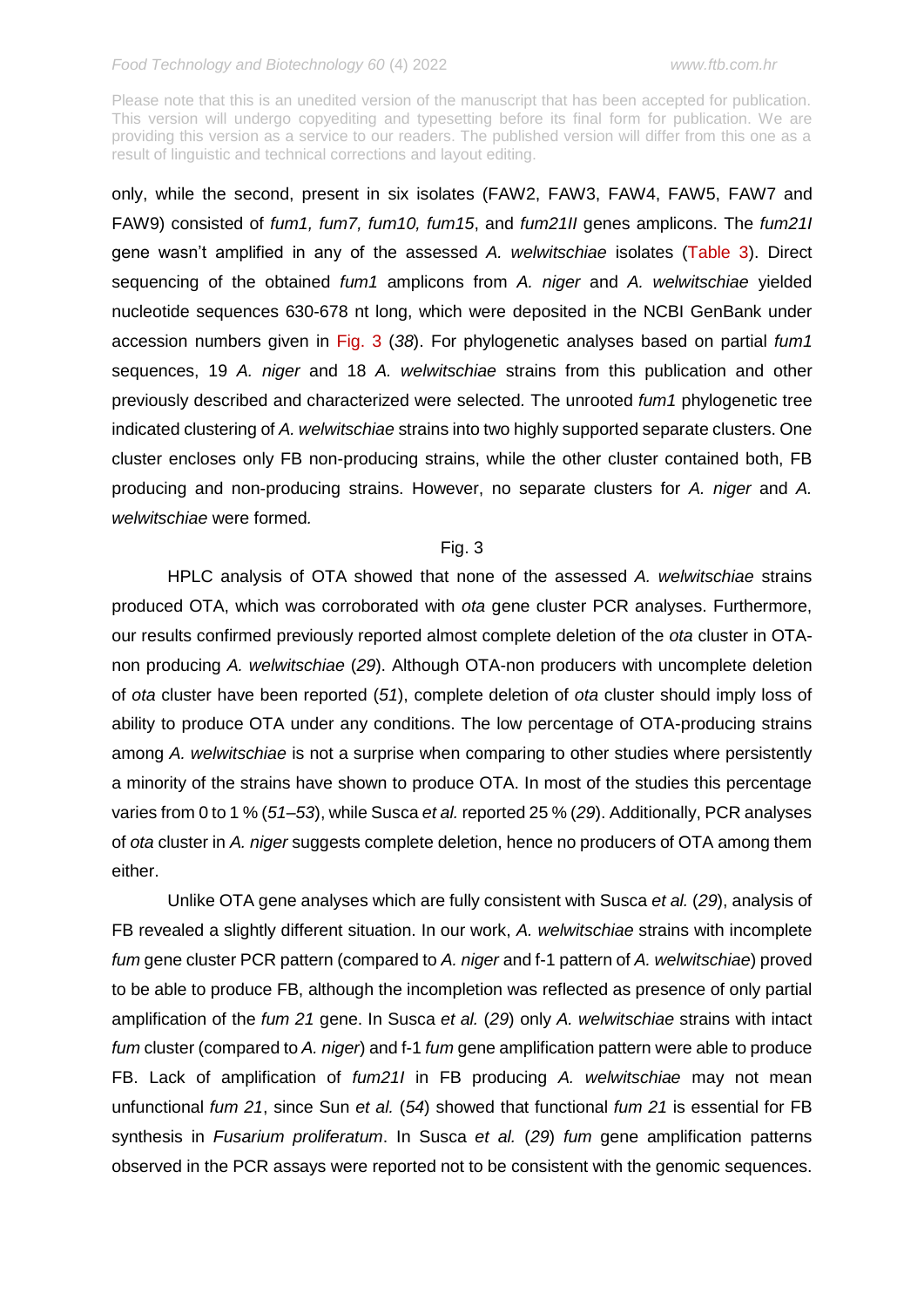only, while the second, present in six isolates (FAW2, FAW3, FAW4, FAW5, FAW7 and FAW9) consisted of *fum1, fum7, fum10, fum15*, and *fum21II* genes amplicons. The *fum21I* gene wasn't amplified in any of the assessed *A. welwitschiae* isolates (Table 3). Direct sequencing of the obtained *fum1* amplicons from *A. niger* and *A. welwitschiae* yielded nucleotide sequences 630-678 nt long, which were deposited in the NCBI GenBank under accession numbers given in Fig. 3 (*38*). For phylogenetic analyses based on partial *fum1* sequences, 19 *A. niger* and 18 *A. welwitschiae* strains from this publication and other previously described and characterized were selected. The unrooted *fum1* phylogenetic tree indicated clustering of *A. welwitschiae* strains into two highly supported separate clusters. One cluster encloses only FB non-producing strains, while the other cluster contained both, FB producing and non-producing strains. However, no separate clusters for *A. niger* and *A. welwitschiae* were formed*.*

Fig. 3

HPLC analysis of OTA showed that none of the assessed *A. welwitschiae* strains produced OTA, which was corroborated with *ota* gene cluster PCR analyses. Furthermore, our results confirmed previously reported almost complete deletion of the *ota* cluster in OTA-non producing *A. welwitschiae* (*29*). Although OTA-non producers with uncomplete deletion of *ota* cluster have been reported (*51*), complete deletion of *ota* cluster should imply loss of ability to produce OTA under any conditions. The low percentage of OTA-producing strains among *A. welwitschiae* is not a surprise when comparing to other studies where persistently a minority of the strains have shown to produce OTA. In most of the studies this percentage varies from 0 to 1 % (*51–53*), while Susca *et al.* reported 25 % (*29*). Additionally, PCR analyses of *ota* cluster in *A. niger* suggests complete deletion, hence no producers of OTA among them either.

Unlike OTA gene analyses which are fully consistent with Susca *et al.* (*29*), analysis of FB revealed a slightly different situation. In our work, *A. welwitschiae* strains with incomplete *fum* gene cluster PCR pattern (compared to *A. niger* and f-1 pattern of *A. welwitschiae*) proved to be able to produce FB, although the incompletion was reflected as presence of only partial amplification of the *fum 21* gene. In Susca *et al.* (*29*) only *A. welwitschiae* strains with intact *fum* cluster (compared to *A. niger*) and f-1 *fum* gene amplification pattern were able to produce FB. Lack of amplification of *fum21I* in FB producing *A. welwitschiae* may not mean unfunctional *fum 21*, since Sun *et al.* (*54*) showed that functional *fum 21* is essential for FB synthesis in *Fusarium proliferatum*. In Susca *et al.* (*29*) *fum* gene amplification patterns observed in the PCR assays were reported not to be consistent with the genomic sequences.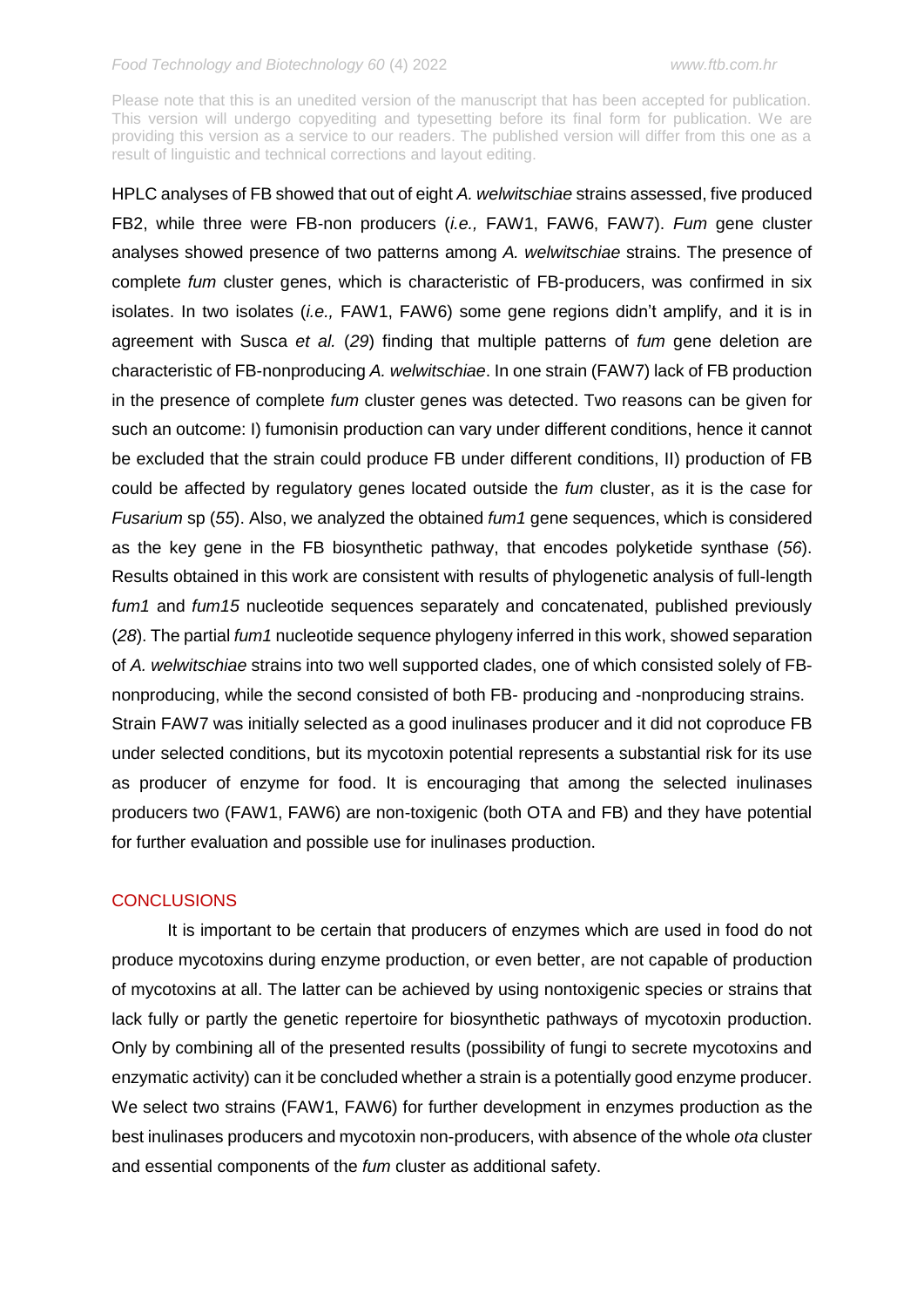HPLC analyses of FB showed that out of eight *A. welwitschiae* strains assessed, five produced FB2, while three were FB-non producers (*i.e.,* FAW1, FAW6, FAW7). *Fum* gene cluster analyses showed presence of two patterns among *A. welwitschiae* strains. The presence of complete *fum* cluster genes, which is characteristic of FB-producers, was confirmed in six isolates. In two isolates (*i.e.,* FAW1, FAW6) some gene regions didn't amplify, and it is in agreement with Susca *et al.* (*29*) finding that multiple patterns of *fum* gene deletion are characteristic of FB-nonproducing *A. welwitschiae*. In one strain (FAW7) lack of FB production in the presence of complete *fum* cluster genes was detected. Two reasons can be given for such an outcome: I) fumonisin production can vary under different conditions, hence it cannot be excluded that the strain could produce FB under different conditions, II) production of FB could be affected by regulatory genes located outside the *fum* cluster, as it is the case for *Fusarium* sp (*55*). Also, we analyzed the obtained *fum1* gene sequences, which is considered as the key gene in the FB biosynthetic pathway, that encodes polyketide synthase (*56*). Results obtained in this work are consistent with results of phylogenetic analysis of full-length *fum1* and *fum15* nucleotide sequences separately and concatenated, published previously (*28*). The partial *fum1* nucleotide sequence phylogeny inferred in this work, showed separation of *A. welwitschiae* strains into two well supported clades, one of which consisted solely of FB-nonproducing, while the second consisted of both FB- producing and -nonproducing strains. Strain FAW7 was initially selected as a good inulinases producer and it did not coproduce FB under selected conditions, but its mycotoxin potential represents a substantial risk for its use as producer of enzyme for food. It is encouraging that among the selected inulinases producers two (FAW1, FAW6) are non-toxigenic (both OTA and FB) and they have potential for further evaluation and possible use for inulinases production.

## CONCLUSIONS

It is important to be certain that producers of enzymes which are used in food do not produce mycotoxins during enzyme production, or even better, are not capable of production of mycotoxins at all. The latter can be achieved by using nontoxigenic species or strains that lack fully or partly the genetic repertoire for biosynthetic pathways of mycotoxin production. Only by combining all of the presented results (possibility of fungi to secrete mycotoxins and enzymatic activity) can it be concluded whether a strain is a potentially good enzyme producer. We select two strains (FAW1, FAW6) for further development in enzymes production as the best inulinases producers and mycotoxin non-producers, with absence of the whole *ota* cluster and essential components of the *fum* cluster as additional safety.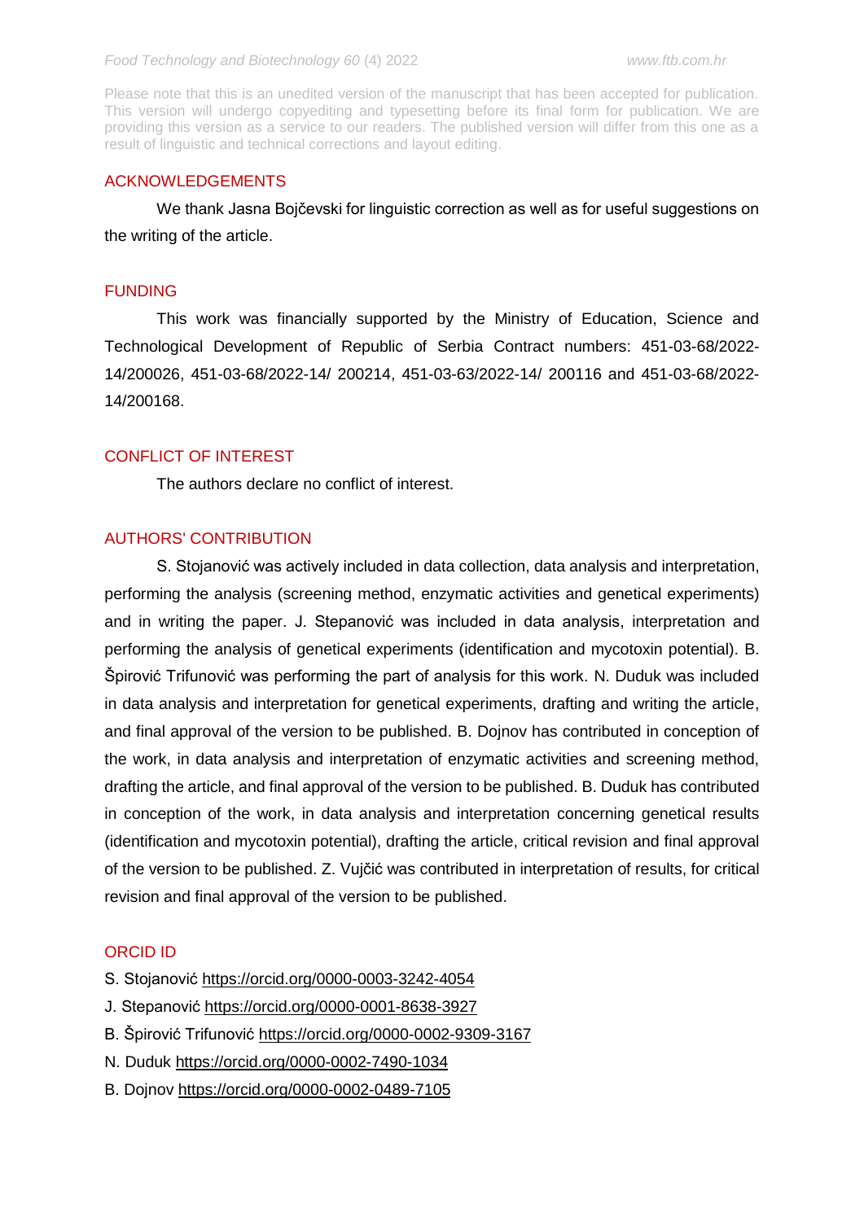Please note that this is an unedited version of the manuscript that has been accepted for publication. This version will undergo copyediting and typesetting before its final form for publication. We are providing this version as a service to our readers. The published version will differ from this one as a result of linguistic and technical corrections and layout editing.

## ACKNOWLEDGEMENTS

We thank Jasna Bojčevski for linguistic correction as well as for useful suggestions on the writing of the article.

## FUNDING

This work was financially supported by the Ministry of Education, Science and Technological Development of Republic of Serbia Contract numbers: 451-03-68/2022-14/200026, 451-03-68/2022-14/ 200214, 451-03-63/2022-14/ 200116 and 451-03-68/2022-14/200168.

## CONFLICT OF INTEREST

The authors declare no conflict of interest.

## AUTHORS' CONTRIBUTION

S. Stojanović was actively included in data collection, data analysis and interpretation, performing the analysis (screening method, enzymatic activities and genetical experiments) and in writing the paper. J. Stepanović was included in data analysis, interpretation and performing the analysis of genetical experiments (identification and mycotoxin potential). B. Špirović Trifunović was performing the part of analysis for this work. N. Duduk was included in data analysis and interpretation for genetical experiments, drafting and writing the article, and final approval of the version to be published. B. Dojnov has contributed in conception of the work, in data analysis and interpretation of enzymatic activities and screening method, drafting the article, and final approval of the version to be published. B. Duduk has contributed in conception of the work, in data analysis and interpretation concerning genetical results (identification and mycotoxin potential), drafting the article, critical revision and final approval of the version to be published. Z. Vujčić was contributed in interpretation of results, for critical revision and final approval of the version to be published.

## ORCID ID

S. Stojanović https://orcid.org/0000-0003-3242-4054
J. Stepanović https://orcid.org/0000-0001-8638-3927
B. Špirović Trifunović https://orcid.org/0000-0002-9309-3167
N. Duduk https://orcid.org/0000-0002-7490-1034
B. Dojnov https://orcid.org/0000-0002-0489-7105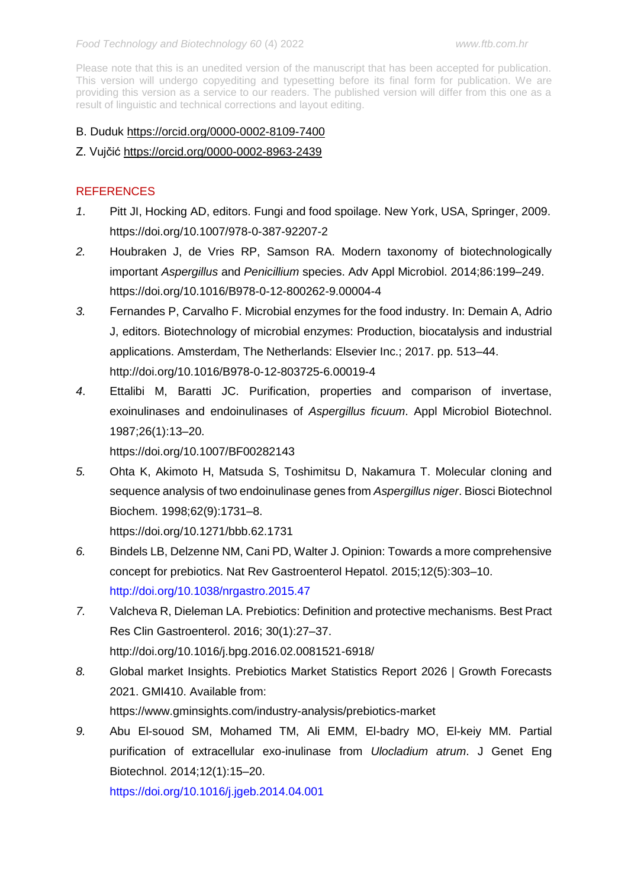Please note that this is an unedited version of the manuscript that has been accepted for publication. This version will undergo copyediting and typesetting before its final form for publication. We are providing this version as a service to our readers. The published version will differ from this one as a result of linguistic and technical corrections and layout editing.

B. Duduk https://orcid.org/0000-0002-8109-7400

Z. Vujčić https://orcid.org/0000-0002-8963-2439

## REFERENCES

1. Pitt JI, Hocking AD, editors. Fungi and food spoilage. New York, USA, Springer, 2009. https://doi.org/10.1007/978-0-387-92207-2
2. Houbraken J, de Vries RP, Samson RA. Modern taxonomy of biotechnologically important *Aspergillus* and *Penicillium* species. Adv Appl Microbiol. 2014;86:199–249. https://doi.org/10.1016/B978-0-12-800262-9.00004-4
3. Fernandes P, Carvalho F. Microbial enzymes for the food industry. In: Demain A, Adrio J, editors. Biotechnology of microbial enzymes: Production, biocatalysis and industrial applications. Amsterdam, The Netherlands: Elsevier Inc.; 2017. pp. 513–44. http://doi.org/10.1016/B978-0-12-803725-6.00019-4
4. Ettalibi M, Baratti JC. Purification, properties and comparison of invertase, exoinulinases and endoinulinases of *Aspergillus ficuum*. Appl Microbiol Biotechnol. 1987;26(1):13–20. https://doi.org/10.1007/BF00282143
5. Ohta K, Akimoto H, Matsuda S, Toshimitsu D, Nakamura T. Molecular cloning and sequence analysis of two endoinulinase genes from *Aspergillus niger*. Biosci Biotechnol Biochem. 1998;62(9):1731–8. https://doi.org/10.1271/bbb.62.1731
6. Bindels LB, Delzenne NM, Cani PD, Walter J. Opinion: Towards a more comprehensive concept for prebiotics. Nat Rev Gastroenterol Hepatol. 2015;12(5):303–10. http://doi.org/10.1038/nrgastro.2015.47
7. Valcheva R, Dieleman LA. Prebiotics: Definition and protective mechanisms. Best Pract Res Clin Gastroenterol. 2016; 30(1):27–37. http://doi.org/10.1016/j.bpg.2016.02.0081521-6918/
8. Global market Insights. Prebiotics Market Statistics Report 2026 | Growth Forecasts 2021. GMI410. Available from: https://www.gminsights.com/industry-analysis/prebiotics-market
9. Abu El-souod SM, Mohamed TM, Ali EMM, El-badry MO, El-keiy MM. Partial purification of extracellular exo-inulinase from *Ulocladium atrum*. J Genet Eng Biotechnol. 2014;12(1):15–20. https://doi.org/10.1016/j.jgeb.2014.04.001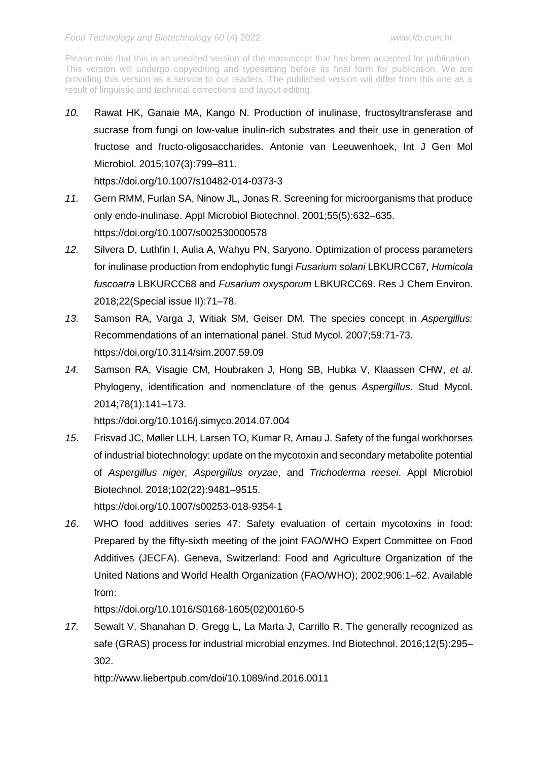10. Rawat HK, Ganaie MA, Kango N. Production of inulinase, fructosyltransferase and sucrase from fungi on low-value inulin-rich substrates and their use in generation of fructose and fructo-oligosaccharides. Antonie van Leeuwenhoek, Int J Gen Mol Microbiol. 2015;107(3):799–811.
https://doi.org/10.1007/s10482-014-0373-3

11. Gern RMM, Furlan SA, Ninow JL, Jonas R. Screening for microorganisms that produce only endo-inulinase. Appl Microbiol Biotechnol. 2001;55(5):632–635.
https://doi.org/10.1007/s002530000578

12. Silvera D, Luthfin I, Aulia A, Wahyu PN, Saryono. Optimization of process parameters for inulinase production from endophytic fungi *Fusarium solani* LBKURCC67, *Humicola fuscoatra* LBKURCC68 and *Fusarium oxysporum* LBKURCC69. Res J Chem Environ. 2018;22(Special issue II):71–78.

13. Samson RA, Varga J, Witiak SM, Geiser DM. The species concept in *Aspergillus:* Recommendations of an international panel. Stud Mycol. 2007;59:71-73.
https://doi.org/10.3114/sim.2007.59.09

14. Samson RA, Visagie CM, Houbraken J, Hong SB, Hubka V, Klaassen CHW, *et al*. Phylogeny, identification and nomenclature of the genus *Aspergillus*. Stud Mycol. 2014;78(1):141–173.
https://doi.org/10.1016/j.simyco.2014.07.004

15. Frisvad JC, Møller LLH, Larsen TO, Kumar R, Arnau J. Safety of the fungal workhorses of industrial biotechnology: update on the mycotoxin and secondary metabolite potential of *Aspergillus niger, Aspergillus oryzae*, and *Trichoderma reesei*. Appl Microbiol Biotechnol. 2018;102(22):9481–9515.
https://doi.org/10.1007/s00253-018-9354-1

16. WHO food additives series 47: Safety evaluation of certain mycotoxins in food: Prepared by the fifty-sixth meeting of the joint FAO/WHO Expert Committee on Food Additives (JECFA). Geneva, Switzerland: Food and Agriculture Organization of the United Nations and World Health Organization (FAO/WHO); 2002;906:1–62. Available from:
https://doi.org/10.1016/S0168-1605(02)00160-5

17. Sewalt V, Shanahan D, Gregg L, La Marta J, Carrillo R. The generally recognized as safe (GRAS) process for industrial microbial enzymes. Ind Biotechnol. 2016;12(5):295–302.
http://www.liebertpub.com/doi/10.1089/ind.2016.0011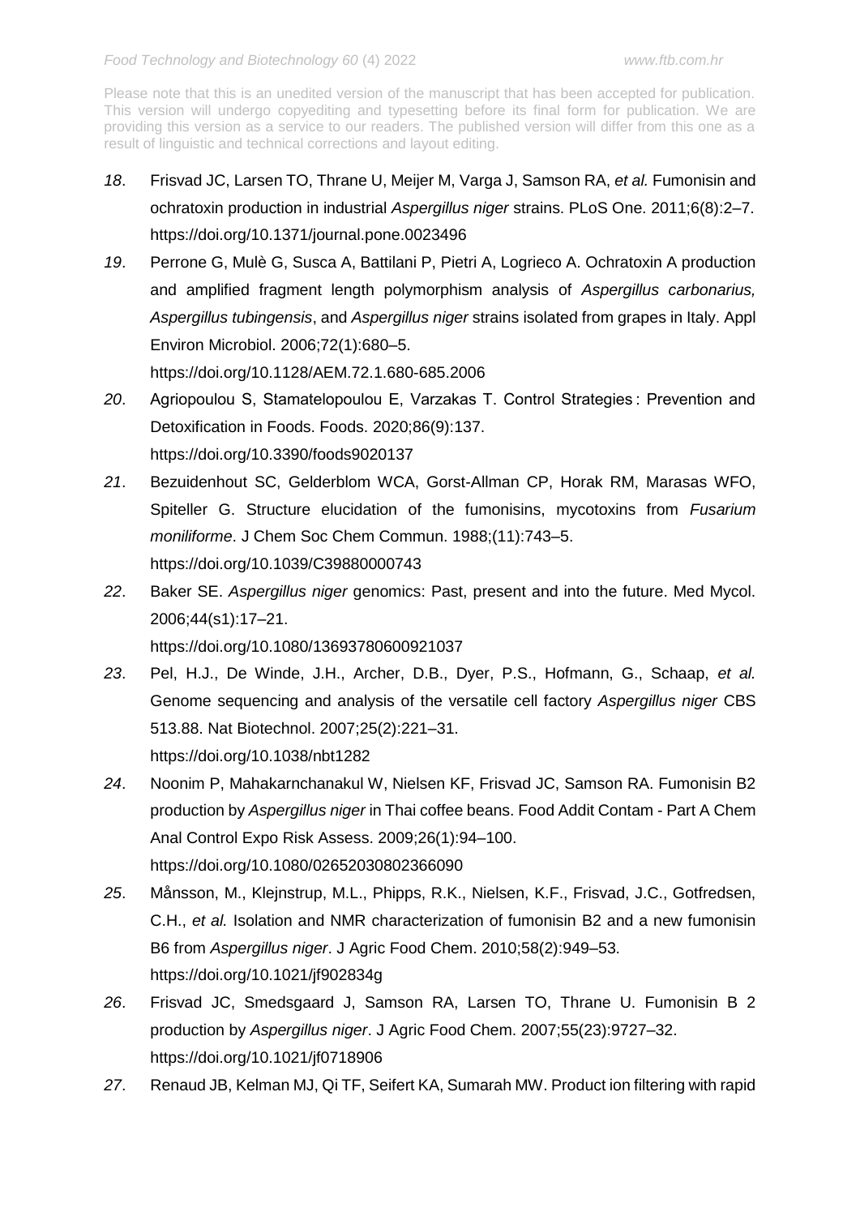*18*. Frisvad JC, Larsen TO, Thrane U, Meijer M, Varga J, Samson RA, *et al.* Fumonisin and ochratoxin production in industrial *Aspergillus niger* strains. PLoS One. 2011;6(8):2–7. https://doi.org/10.1371/journal.pone.0023496

*19*. Perrone G, Mulè G, Susca A, Battilani P, Pietri A, Logrieco A. Ochratoxin A production and amplified fragment length polymorphism analysis of *Aspergillus carbonarius, Aspergillus tubingensis*, and *Aspergillus niger* strains isolated from grapes in Italy. Appl Environ Microbiol. 2006;72(1):680–5. https://doi.org/10.1128/AEM.72.1.680-685.2006

*20*. Agriopoulou S, Stamatelopoulou E, Varzakas T. Control Strategies : Prevention and Detoxification in Foods. Foods. 2020;86(9):137. https://doi.org/10.3390/foods9020137

*21*. Bezuidenhout SC, Gelderblom WCA, Gorst-Allman CP, Horak RM, Marasas WFO, Spiteller G. Structure elucidation of the fumonisins, mycotoxins from *Fusarium moniliforme*. J Chem Soc Chem Commun. 1988;(11):743–5. https://doi.org/10.1039/C39880000743

*22*. Baker SE. *Aspergillus niger* genomics: Past, present and into the future. Med Mycol. 2006;44(s1):17–21. https://doi.org/10.1080/13693780600921037

*23*. Pel, H.J., De Winde, J.H., Archer, D.B., Dyer, P.S., Hofmann, G., Schaap, *et al.* Genome sequencing and analysis of the versatile cell factory *Aspergillus niger* CBS 513.88. Nat Biotechnol. 2007;25(2):221–31. https://doi.org/10.1038/nbt1282

*24*. Noonim P, Mahakarnchanakul W, Nielsen KF, Frisvad JC, Samson RA. Fumonisin B2 production by *Aspergillus niger* in Thai coffee beans. Food Addit Contam - Part A Chem Anal Control Expo Risk Assess. 2009;26(1):94–100. https://doi.org/10.1080/02652030802366090

*25*. Månsson, M., Klejnstrup, M.L., Phipps, R.K., Nielsen, K.F., Frisvad, J.C., Gotfredsen, C.H., *et al.* Isolation and NMR characterization of fumonisin B2 and a new fumonisin B6 from *Aspergillus niger*. J Agric Food Chem. 2010;58(2):949–53. https://doi.org/10.1021/jf902834g

*26*. Frisvad JC, Smedsgaard J, Samson RA, Larsen TO, Thrane U. Fumonisin B 2 production by *Aspergillus niger*. J Agric Food Chem. 2007;55(23):9727–32. https://doi.org/10.1021/jf0718906

*27*. Renaud JB, Kelman MJ, Qi TF, Seifert KA, Sumarah MW. Product ion filtering with rapid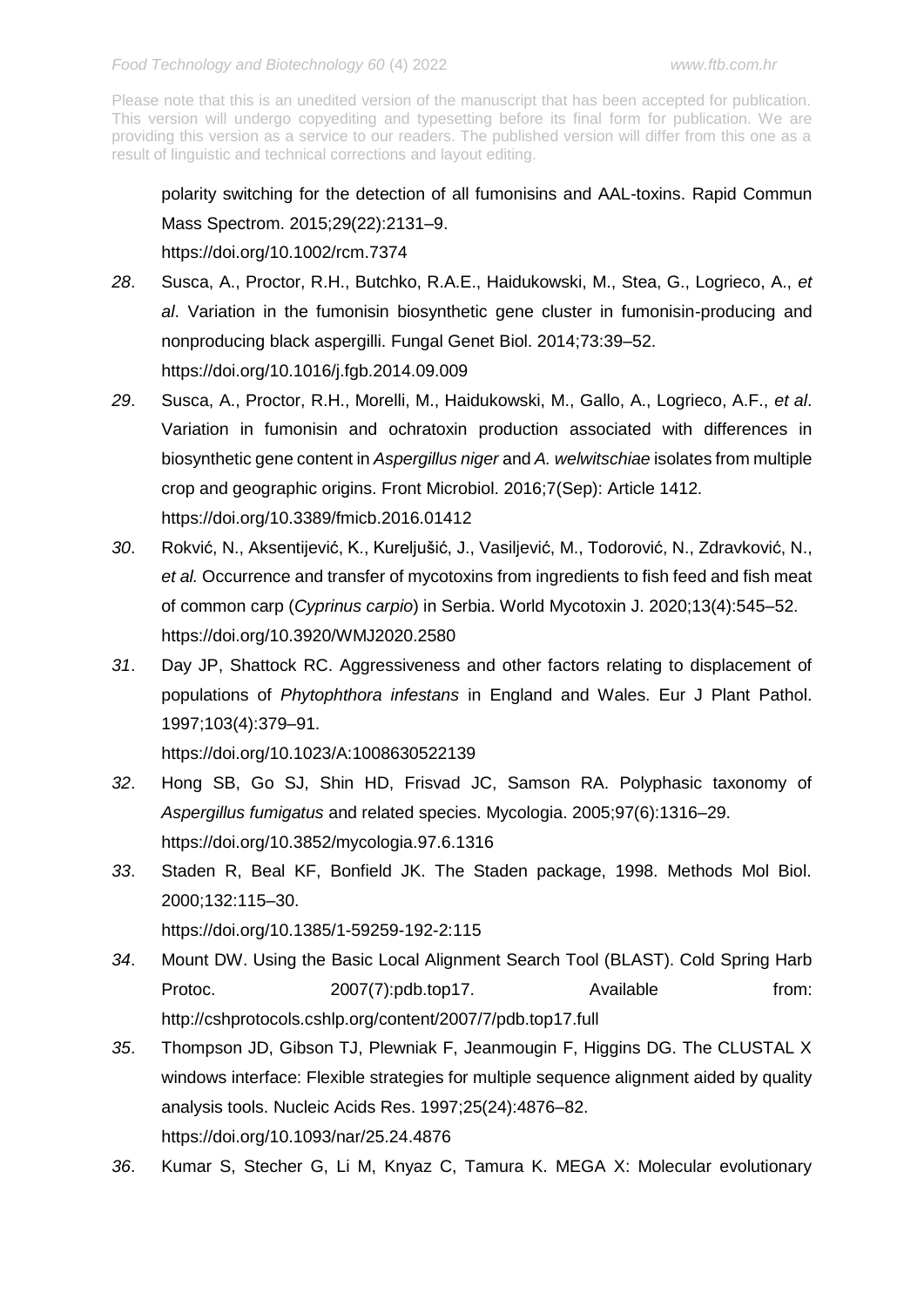polarity switching for the detection of all fumonisins and AAL-toxins. Rapid Commun Mass Spectrom. 2015;29(22):2131–9.
https://doi.org/10.1002/rcm.7374

*28*. Susca, A., Proctor, R.H., Butchko, R.A.E., Haidukowski, M., Stea, G., Logrieco, A., *et al*. Variation in the fumonisin biosynthetic gene cluster in fumonisin-producing and nonproducing black aspergilli. Fungal Genet Biol. 2014;73:39–52.
https://doi.org/10.1016/j.fgb.2014.09.009

*29*. Susca, A., Proctor, R.H., Morelli, M., Haidukowski, M., Gallo, A., Logrieco, A.F., *et al*. Variation in fumonisin and ochratoxin production associated with differences in biosynthetic gene content in *Aspergillus niger* and *A. welwitschiae* isolates from multiple crop and geographic origins. Front Microbiol. 2016;7(Sep): Article 1412.
https://doi.org/10.3389/fmicb.2016.01412

*30*. Rokvić, N., Aksentijević, K., Kureljušić, J., Vasiljević, M., Todorović, N., Zdravković, N., *et al.* Occurrence and transfer of mycotoxins from ingredients to fish feed and fish meat of common carp (*Cyprinus carpio*) in Serbia. World Mycotoxin J. 2020;13(4):545–52.
https://doi.org/10.3920/WMJ2020.2580

*31*. Day JP, Shattock RC. Aggressiveness and other factors relating to displacement of populations of *Phytophthora infestans* in England and Wales. Eur J Plant Pathol. 1997;103(4):379–91.
https://doi.org/10.1023/A:1008630522139

*32*. Hong SB, Go SJ, Shin HD, Frisvad JC, Samson RA. Polyphasic taxonomy of *Aspergillus fumigatus* and related species. Mycologia. 2005;97(6):1316–29.
https://doi.org/10.3852/mycologia.97.6.1316

*33*. Staden R, Beal KF, Bonfield JK. The Staden package, 1998. Methods Mol Biol. 2000;132:115–30.
https://doi.org/10.1385/1-59259-192-2:115

*34*. Mount DW. Using the Basic Local Alignment Search Tool (BLAST). Cold Spring Harb Protoc. 2007(7):pdb.top17. Available from: http://cshprotocols.cshlp.org/content/2007/7/pdb.top17.full

*35*. Thompson JD, Gibson TJ, Plewniak F, Jeanmougin F, Higgins DG. The CLUSTAL X windows interface: Flexible strategies for multiple sequence alignment aided by quality analysis tools. Nucleic Acids Res. 1997;25(24):4876–82.
https://doi.org/10.1093/nar/25.24.4876

*36*. Kumar S, Stecher G, Li M, Knyaz C, Tamura K. MEGA X: Molecular evolutionary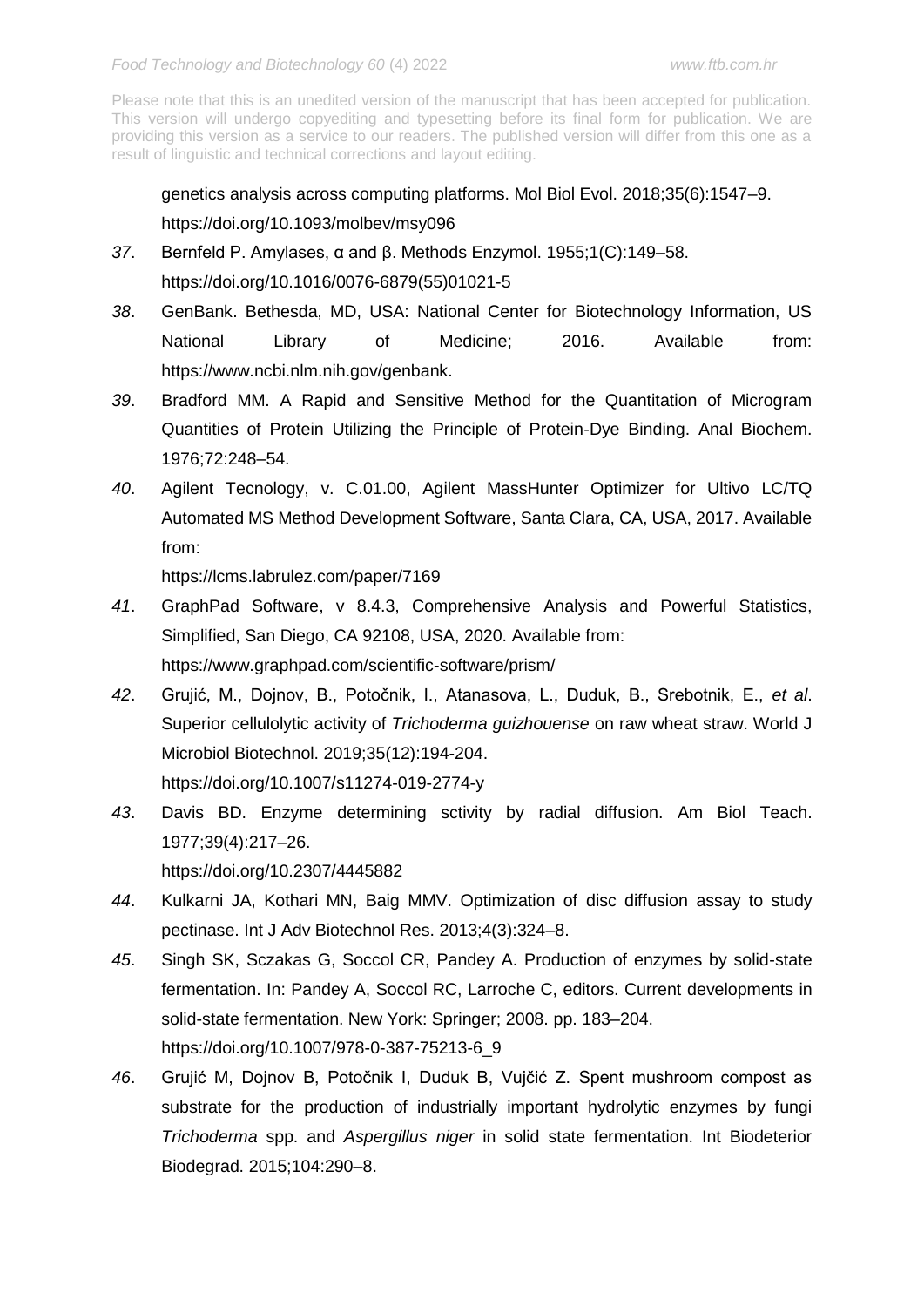genetics analysis across computing platforms. Mol Biol Evol. 2018;35(6):1547–9. https://doi.org/10.1093/molbev/msy096

*37*. Bernfeld P. Amylases, α and β. Methods Enzymol. 1955;1(C):149–58. https://doi.org/10.1016/0076-6879(55)01021-5

*38*. GenBank. Bethesda, MD, USA: National Center for Biotechnology Information, US National Library of Medicine; 2016. Available from: https://www.ncbi.nlm.nih.gov/genbank.

*39*. Bradford MM. A Rapid and Sensitive Method for the Quantitation of Microgram Quantities of Protein Utilizing the Principle of Protein-Dye Binding. Anal Biochem. 1976;72:248–54.

*40*. Agilent Tecnology, v. C.01.00, Agilent MassHunter Optimizer for Ultivo LC/TQ Automated MS Method Development Software, Santa Clara, CA, USA, 2017. Available from:
https://lcms.labrulez.com/paper/7169

*41*. GraphPad Software, v 8.4.3, Comprehensive Analysis and Powerful Statistics, Simplified, San Diego, CA 92108, USA, 2020. Available from: https://www.graphpad.com/scientific-software/prism/

*42*. Grujić, M., Dojnov, B., Potočnik, I., Atanasova, L., Duduk, B., Srebotnik, E., *et al*. Superior cellulolytic activity of *Trichoderma guizhouense* on raw wheat straw. World J Microbiol Biotechnol. 2019;35(12):194-204.
https://doi.org/10.1007/s11274-019-2774-y

*43*. Davis BD. Enzyme determining sctivity by radial diffusion. Am Biol Teach. 1977;39(4):217–26.
https://doi.org/10.2307/4445882

*44*. Kulkarni JA, Kothari MN, Baig MMV. Optimization of disc diffusion assay to study pectinase. Int J Adv Biotechnol Res. 2013;4(3):324–8.

*45*. Singh SK, Sczakas G, Soccol CR, Pandey A. Production of enzymes by solid-state fermentation. In: Pandey A, Soccol RC, Larroche C, editors. Current developments in solid-state fermentation. New York: Springer; 2008. pp. 183–204.
https://doi.org/10.1007/978-0-387-75213-6_9

*46*. Grujić M, Dojnov B, Potočnik I, Duduk B, Vujčić Z. Spent mushroom compost as substrate for the production of industrially important hydrolytic enzymes by fungi *Trichoderma* spp. and *Aspergillus niger* in solid state fermentation. Int Biodeterior Biodegrad. 2015;104:290–8.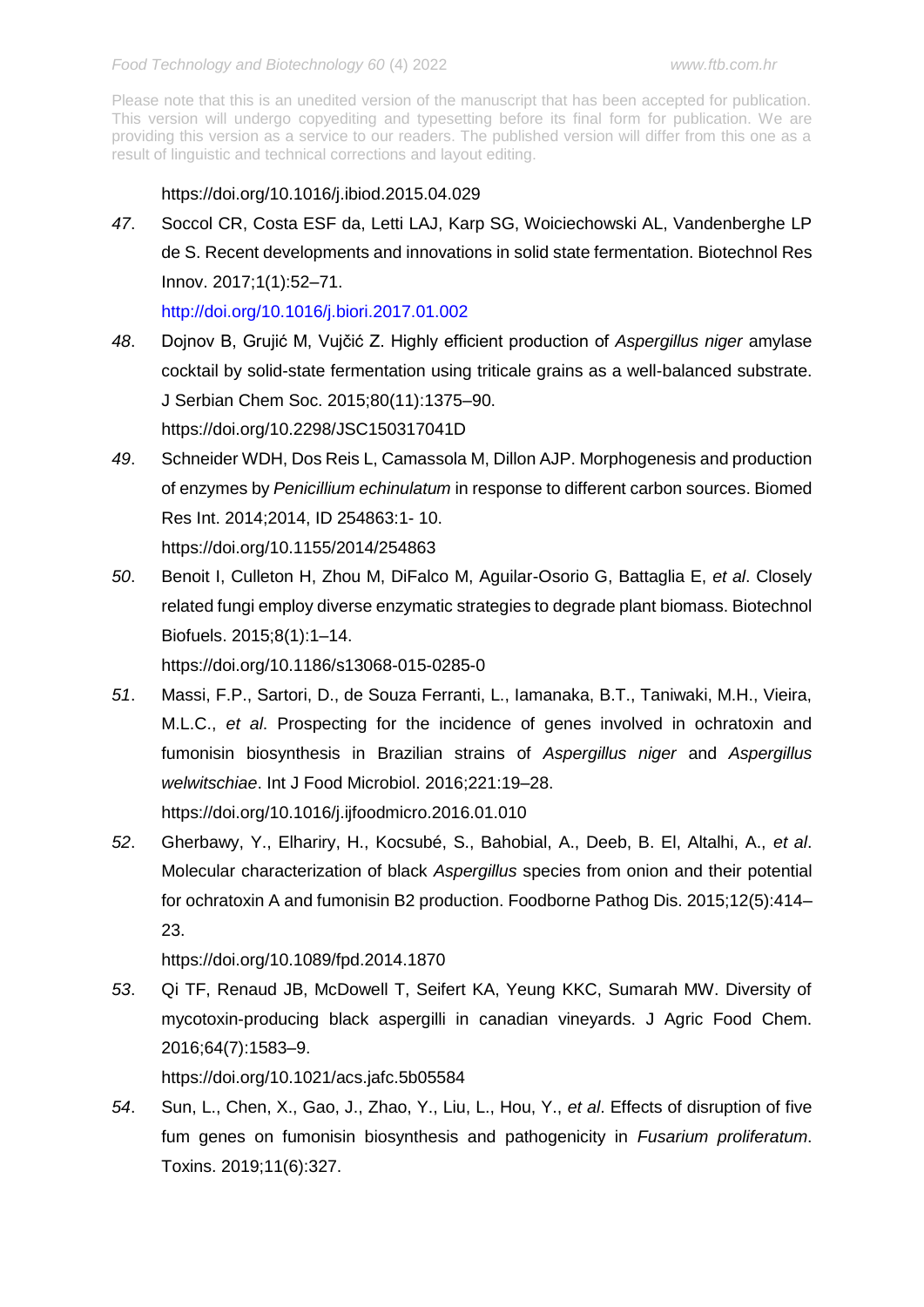Please note that this is an unedited version of the manuscript that has been accepted for publication. This version will undergo copyediting and typesetting before its final form for publication. We are providing this version as a service to our readers. The published version will differ from this one as a result of linguistic and technical corrections and layout editing.

https://doi.org/10.1016/j.ibiod.2015.04.029

*47*. Soccol CR, Costa ESF da, Letti LAJ, Karp SG, Woiciechowski AL, Vandenberghe LP de S. Recent developments and innovations in solid state fermentation. Biotechnol Res Innov. 2017;1(1):52–71.
http://doi.org/10.1016/j.biori.2017.01.002

*48*. Dojnov B, Grujić M, Vujčić Z. Highly efficient production of *Aspergillus niger* amylase cocktail by solid-state fermentation using triticale grains as a well-balanced substrate. J Serbian Chem Soc. 2015;80(11):1375–90.
https://doi.org/10.2298/JSC150317041D

*49*. Schneider WDH, Dos Reis L, Camassola M, Dillon AJP. Morphogenesis and production of enzymes by *Penicillium echinulatum* in response to different carbon sources. Biomed Res Int. 2014;2014, ID 254863:1- 10.
https://doi.org/10.1155/2014/254863

*50*. Benoit I, Culleton H, Zhou M, DiFalco M, Aguilar-Osorio G, Battaglia E, *et al*. Closely related fungi employ diverse enzymatic strategies to degrade plant biomass. Biotechnol Biofuels. 2015;8(1):1–14.
https://doi.org/10.1186/s13068-015-0285-0

*51*. Massi, F.P., Sartori, D., de Souza Ferranti, L., Iamanaka, B.T., Taniwaki, M.H., Vieira, M.L.C., *et al*. Prospecting for the incidence of genes involved in ochratoxin and fumonisin biosynthesis in Brazilian strains of *Aspergillus niger* and *Aspergillus welwitschiae*. Int J Food Microbiol. 2016;221:19–28.
https://doi.org/10.1016/j.ijfoodmicro.2016.01.010

*52*. Gherbawy, Y., Elhariry, H., Kocsubé, S., Bahobial, A., Deeb, B. El, Altalhi, A., *et al*. Molecular characterization of black *Aspergillus* species from onion and their potential for ochratoxin A and fumonisin B2 production. Foodborne Pathog Dis. 2015;12(5):414–23.
https://doi.org/10.1089/fpd.2014.1870

*53*. Qi TF, Renaud JB, McDowell T, Seifert KA, Yeung KKC, Sumarah MW. Diversity of mycotoxin-producing black aspergilli in canadian vineyards. J Agric Food Chem. 2016;64(7):1583–9.
https://doi.org/10.1021/acs.jafc.5b05584

*54*. Sun, L., Chen, X., Gao, J., Zhao, Y., Liu, L., Hou, Y., *et al*. Effects of disruption of five fum genes on fumonisin biosynthesis and pathogenicity in *Fusarium proliferatum*. Toxins. 2019;11(6):327.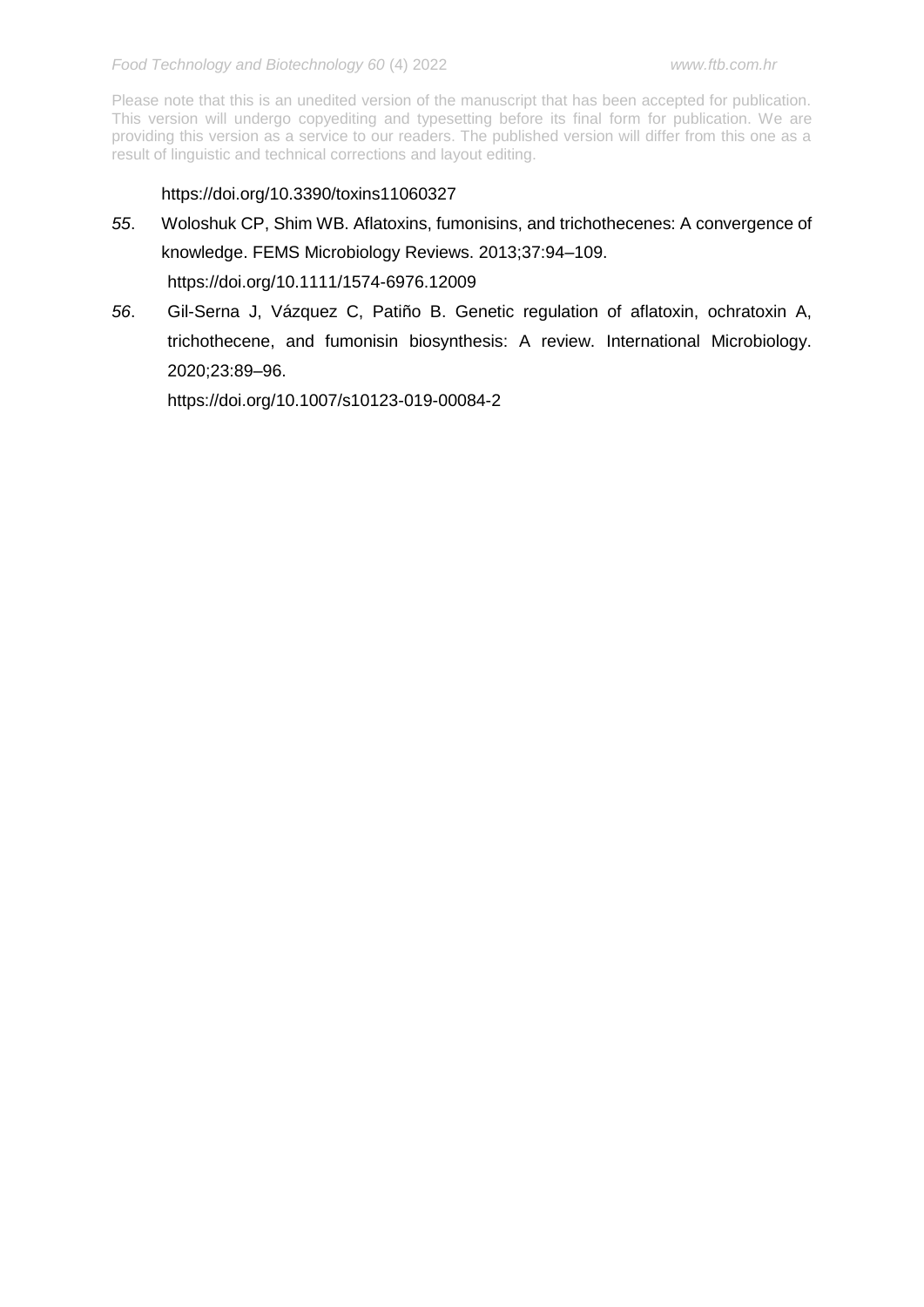https://doi.org/10.3390/toxins11060327

*55*. Woloshuk CP, Shim WB. Aflatoxins, fumonisins, and trichothecenes: A convergence of knowledge. FEMS Microbiology Reviews. 2013;37:94–109. https://doi.org/10.1111/1574-6976.12009

*56*. Gil-Serna J, Vázquez C, Patiño B. Genetic regulation of aflatoxin, ochratoxin A, trichothecene, and fumonisin biosynthesis: A review. International Microbiology. 2020;23:89–96. https://doi.org/10.1007/s10123-019-00084-2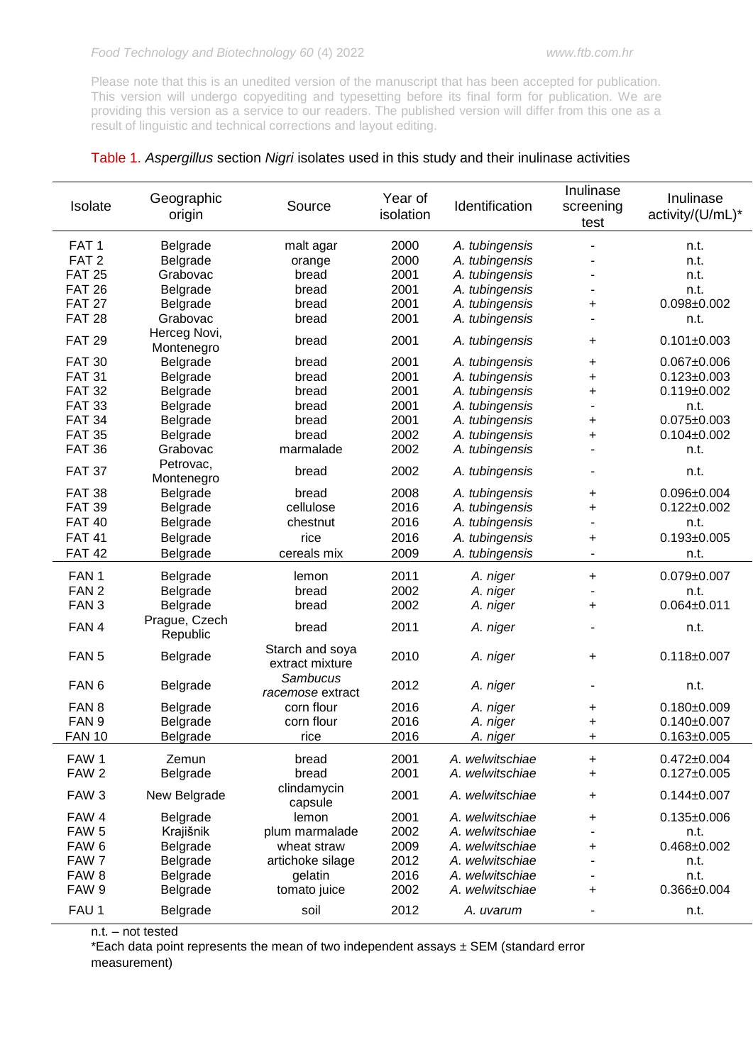Please note that this is an unedited version of the manuscript that has been accepted for publication. This version will undergo copyediting and typesetting before its final form for publication. We are providing this version as a service to our readers. The published version will differ from this one as a result of linguistic and technical corrections and layout editing.

Table 1. *Aspergillus* section *Nigri* isolates used in this study and their inulinase activities

| Isolate | Geographic origin | Source | Year of isolation | Identification | Inulinase screening test | Inulinase activity/(U/mL)* |
|---|---|---|---|---|---|---|
| FAT 1 | Belgrade | malt agar | 2000 | *A. tubingensis* | - | n.t. |
| FAT 2 | Belgrade | orange | 2000 | *A. tubingensis* | - | n.t. |
| FAT 25 | Grabovac | bread | 2001 | *A. tubingensis* | - | n.t. |
| FAT 26 | Belgrade | bread | 2001 | *A. tubingensis* | - | n.t. |
| FAT 27 | Belgrade | bread | 2001 | *A. tubingensis* | + | 0.098±0.002 |
| FAT 28 | Grabovac | bread | 2001 | *A. tubingensis* | - | n.t. |
| FAT 29 | Herceg Novi, Montenegro | bread | 2001 | *A. tubingensis* | + | 0.101±0.003 |
| FAT 30 | Belgrade | bread | 2001 | *A. tubingensis* | + | 0.067±0.006 |
| FAT 31 | Belgrade | bread | 2001 | *A. tubingensis* | + | 0.123±0.003 |
| FAT 32 | Belgrade | bread | 2001 | *A. tubingensis* | + | 0.119±0.002 |
| FAT 33 | Belgrade | bread | 2001 | *A. tubingensis* | - | n.t. |
| FAT 34 | Belgrade | bread | 2001 | *A. tubingensis* | + | 0.075±0.003 |
| FAT 35 | Belgrade | bread | 2002 | *A. tubingensis* | + | 0.104±0.002 |
| FAT 36 | Grabovac | marmalade | 2002 | *A. tubingensis* | - | n.t. |
| FAT 37 | Petrovac, Montenegro | bread | 2002 | *A. tubingensis* | - | n.t. |
| FAT 38 | Belgrade | bread | 2008 | *A. tubingensis* | + | 0.096±0.004 |
| FAT 39 | Belgrade | cellulose | 2016 | *A. tubingensis* | + | 0.122±0.002 |
| FAT 40 | Belgrade | chestnut | 2016 | *A. tubingensis* | - | n.t. |
| FAT 41 | Belgrade | rice | 2016 | *A. tubingensis* | + | 0.193±0.005 |
| FAT 42 | Belgrade | cereals mix | 2009 | *A. tubingensis* | - | n.t. |
| FAN 1 | Belgrade | lemon | 2011 | *A. niger* | + | 0.079±0.007 |
| FAN 2 | Belgrade | bread | 2002 | *A. niger* | - | n.t. |
| FAN 3 | Belgrade | bread | 2002 | *A. niger* | + | 0.064±0.011 |
| FAN 4 | Prague, Czech Republic | bread | 2011 | *A. niger* | - | n.t. |
| FAN 5 | Belgrade | Starch and soya extract mixture | 2010 | *A. niger* | + | 0.118±0.007 |
| FAN 6 | Belgrade | *Sambucus racemose* extract | 2012 | *A. niger* | - | n.t. |
| FAN 8 | Belgrade | corn flour | 2016 | *A. niger* | + | 0.180±0.009 |
| FAN 9 | Belgrade | corn flour | 2016 | *A. niger* | + | 0.140±0.007 |
| FAN 10 | Belgrade | rice | 2016 | *A. niger* | + | 0.163±0.005 |
| FAW 1 | Zemun | bread | 2001 | *A. welwitschiae* | + | 0.472±0.004 |
| FAW 2 | Belgrade | bread | 2001 | *A. welwitschiae* | + | 0.127±0.005 |
| FAW 3 | New Belgrade | clindamycin capsule | 2001 | *A. welwitschiae* | + | 0.144±0.007 |
| FAW 4 | Belgrade | lemon | 2001 | *A. welwitschiae* | + | 0.135±0.006 |
| FAW 5 | Krajišnik | plum marmalade | 2002 | *A. welwitschiae* | - | n.t. |
| FAW 6 | Belgrade | wheat straw | 2009 | *A. welwitschiae* | + | 0.468±0.002 |
| FAW 7 | Belgrade | artichoke silage | 2012 | *A. welwitschiae* | - | n.t. |
| FAW 8 | Belgrade | gelatin | 2016 | *A. welwitschiae* | - | n.t. |
| FAW 9 | Belgrade | tomato juice | 2002 | *A. welwitschiae* | + | 0.366±0.004 |
| FAU 1 | Belgrade | soil | 2012 | *A. uvarum* | - | n.t. |

n.t. – not tested

*Each data point represents the mean of two independent assays ± SEM (standard error measurement)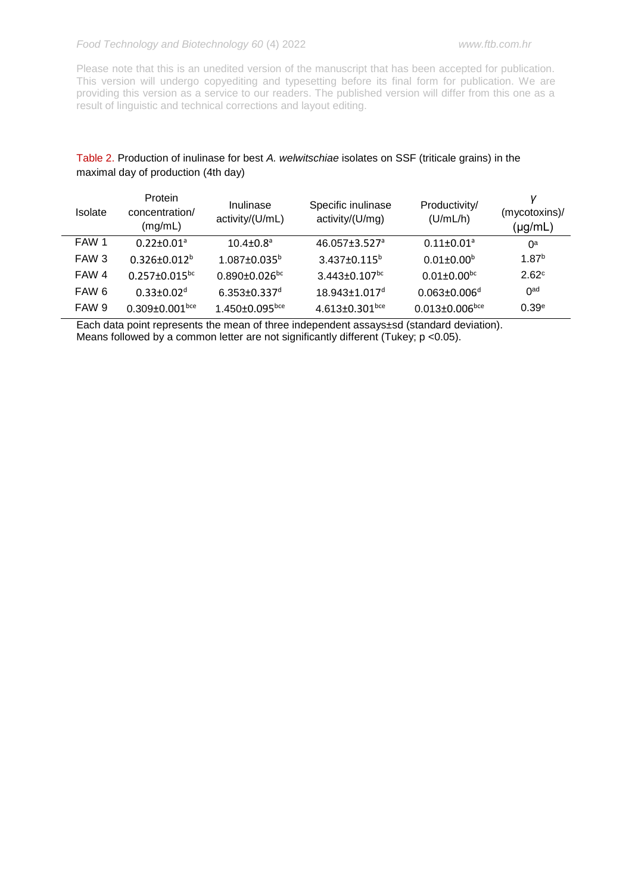Please note that this is an unedited version of the manuscript that has been accepted for publication. This version will undergo copyediting and typesetting before its final form for publication. We are providing this version as a service to our readers. The published version will differ from this one as a result of linguistic and technical corrections and layout editing.

Table 2. Production of inulinase for best *A. welwitschiae* isolates on SSF (triticale grains) in the maximal day of production (4th day)

| Isolate | Protein concentration/ (mg/mL) | Inulinase activity/(U/mL) | Specific inulinase activity/(U/mg) | Productivity/ (U/mL/h) | $\gamma$ (mycotoxins)/ (μg/mL) |
|---|---|---|---|---|---|
| FAW 1 | $0.22\pm0.01^{a}$ | $10.4\pm0.8^{a}$ | $46.057\pm3.527^{a}$ | $0.11\pm0.01^{a}$ | $0^{a}$ |
| FAW 3 | $0.326\pm0.012^{b}$ | $1.087\pm0.035^{b}$ | $3.437\pm0.115^{b}$ | $0.01\pm0.00^{b}$ | $1.87^{b}$ |
| FAW 4 | $0.257\pm0.015^{bc}$ | $0.890\pm0.026^{bc}$ | $3.443\pm0.107^{bc}$ | $0.01\pm0.00^{bc}$ | $2.62^{c}$ |
| FAW 6 | $0.33\pm0.02^{d}$ | $6.353\pm0.337^{d}$ | $18.943\pm1.017^{d}$ | $0.063\pm0.006^{d}$ | $0^{ad}$ |
| FAW 9 | $0.309\pm0.001^{bce}$ | $1.450\pm0.095^{bce}$ | $4.613\pm0.301^{bce}$ | $0.013\pm0.006^{bce}$ | $0.39^{e}$ |

Each data point represents the mean of three independent assays±sd (standard deviation). Means followed by a common letter are not significantly different (Tukey; $p < 0.05$).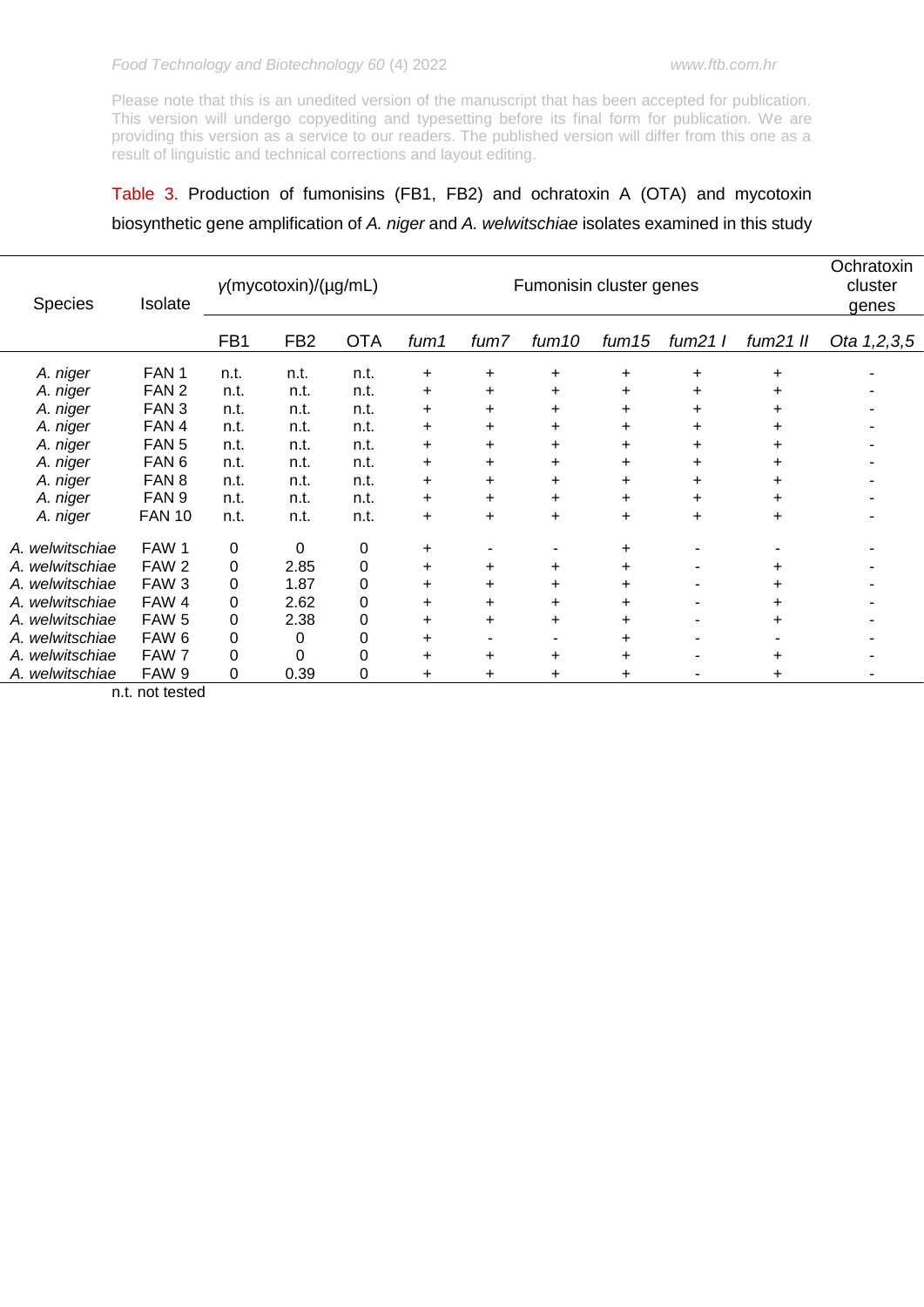Please note that this is an unedited version of the manuscript that has been accepted for publication. This version will undergo copyediting and typesetting before its final form for publication. We are providing this version as a service to our readers. The published version will differ from this one as a result of linguistic and technical corrections and layout editing.

Table 3. Production of fumonisins (FB1, FB2) and ochratoxin A (OTA) and mycotoxin biosynthetic gene amplification of *A. niger* and *A. welwitschiae* isolates examined in this study

| Species | Isolate | $\gamma$(mycotoxin)/(μg/mL) | | | Fumonisin cluster genes | | | | | | Ochratoxin cluster genes |
|---|---|---|---|---|---|---|---|---|---|---|---|
| | | FB1 | FB2 | OTA | *fum1* | *fum7* | *fum10* | *fum15* | *fum21 I* | *fum21 II* | *Ota 1,2,3,5* |
| *A. niger* | FAN 1 | n.t. | n.t. | n.t. | + | + | + | + | + | + | - |
| *A. niger* | FAN 2 | n.t. | n.t. | n.t. | + | + | + | + | + | + | - |
| *A. niger* | FAN 3 | n.t. | n.t. | n.t. | + | + | + | + | + | + | - |
| *A. niger* | FAN 4 | n.t. | n.t. | n.t. | + | + | + | + | + | + | - |
| *A. niger* | FAN 5 | n.t. | n.t. | n.t. | + | + | + | + | + | + | - |
| *A. niger* | FAN 6 | n.t. | n.t. | n.t. | + | + | + | + | + | + | - |
| *A. niger* | FAN 8 | n.t. | n.t. | n.t. | + | + | + | + | + | + | - |
| *A. niger* | FAN 9 | n.t. | n.t. | n.t. | + | + | + | + | + | + | - |
| *A. niger* | FAN 10 | n.t. | n.t. | n.t. | + | + | + | + | + | + | - |
| *A. welwitschiae* | FAW 1 | 0 | 0 | 0 | + | - | - | + | - | - | - |
| *A. welwitschiae* | FAW 2 | 0 | 2.85 | 0 | + | + | + | + | - | + | - |
| *A. welwitschiae* | FAW 3 | 0 | 1.87 | 0 | + | + | + | + | - | + | - |
| *A. welwitschiae* | FAW 4 | 0 | 2.62 | 0 | + | + | + | + | - | + | - |
| *A. welwitschiae* | FAW 5 | 0 | 2.38 | 0 | + | + | + | + | - | + | - |
| *A. welwitschiae* | FAW 6 | 0 | 0 | 0 | + | - | - | + | - | - | - |
| *A. welwitschiae* | FAW 7 | 0 | 0 | 0 | + | + | + | + | - | + | - |
| *A. welwitschiae* | FAW 9 | 0 | 0.39 | 0 | + | + | + | + | - | + | - |

n.t. not tested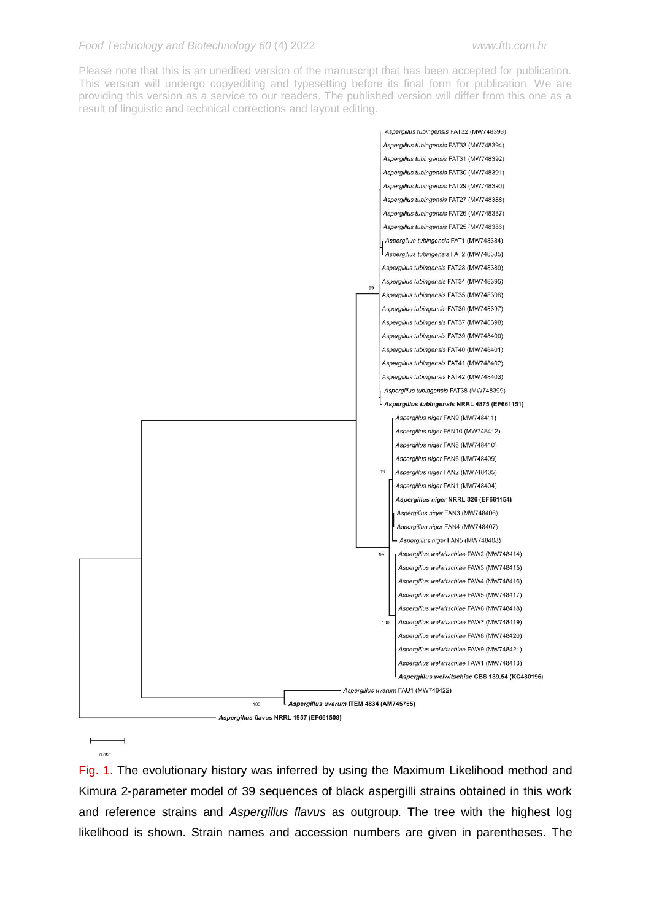Please note that this is an unedited version of the manuscript that has been accepted for publication. This version will undergo copyediting and typesetting before its final form for publication. We are providing this version as a service to our readers. The published version will differ from this one as a result of linguistic and technical corrections and layout editing.

Fig. 1. The evolutionary history was inferred by using the Maximum Likelihood method and Kimura 2-parameter model of 39 sequences of black aspergilli strains obtained in this work and reference strains and *Aspergillus flavus* as outgroup. The tree with the highest log likelihood is shown. Strain names and accession numbers are given in parentheses. The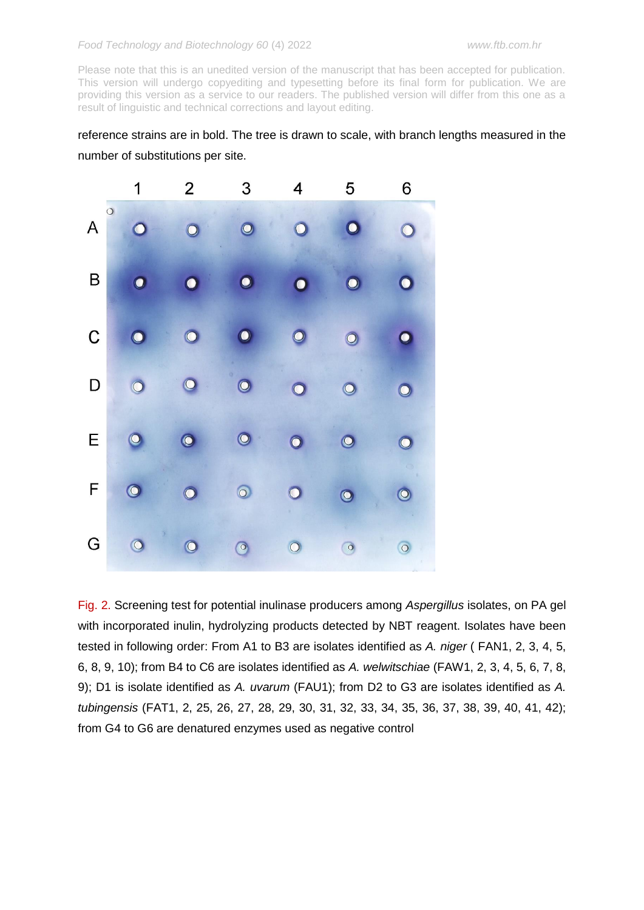reference strains are in bold. The tree is drawn to scale, with branch lengths measured in the number of substitutions per site.

Fig. 2. Screening test for potential inulinase producers among *Aspergillus* isolates, on PA gel with incorporated inulin, hydrolyzing products detected by NBT reagent. Isolates have been tested in following order: From A1 to B3 are isolates identified as *A. niger* ( FAN1, 2, 3, 4, 5, 6, 8, 9, 10); from B4 to C6 are isolates identified as *A. welwitschiae* (FAW1, 2, 3, 4, 5, 6, 7, 8, 9); D1 is isolate identified as *A. uvarum* (FAU1); from D2 to G3 are isolates identified as *A. tubingensis* (FAT1, 2, 25, 26, 27, 28, 29, 30, 31, 32, 33, 34, 35, 36, 37, 38, 39, 40, 41, 42); from G4 to G6 are denatured enzymes used as negative control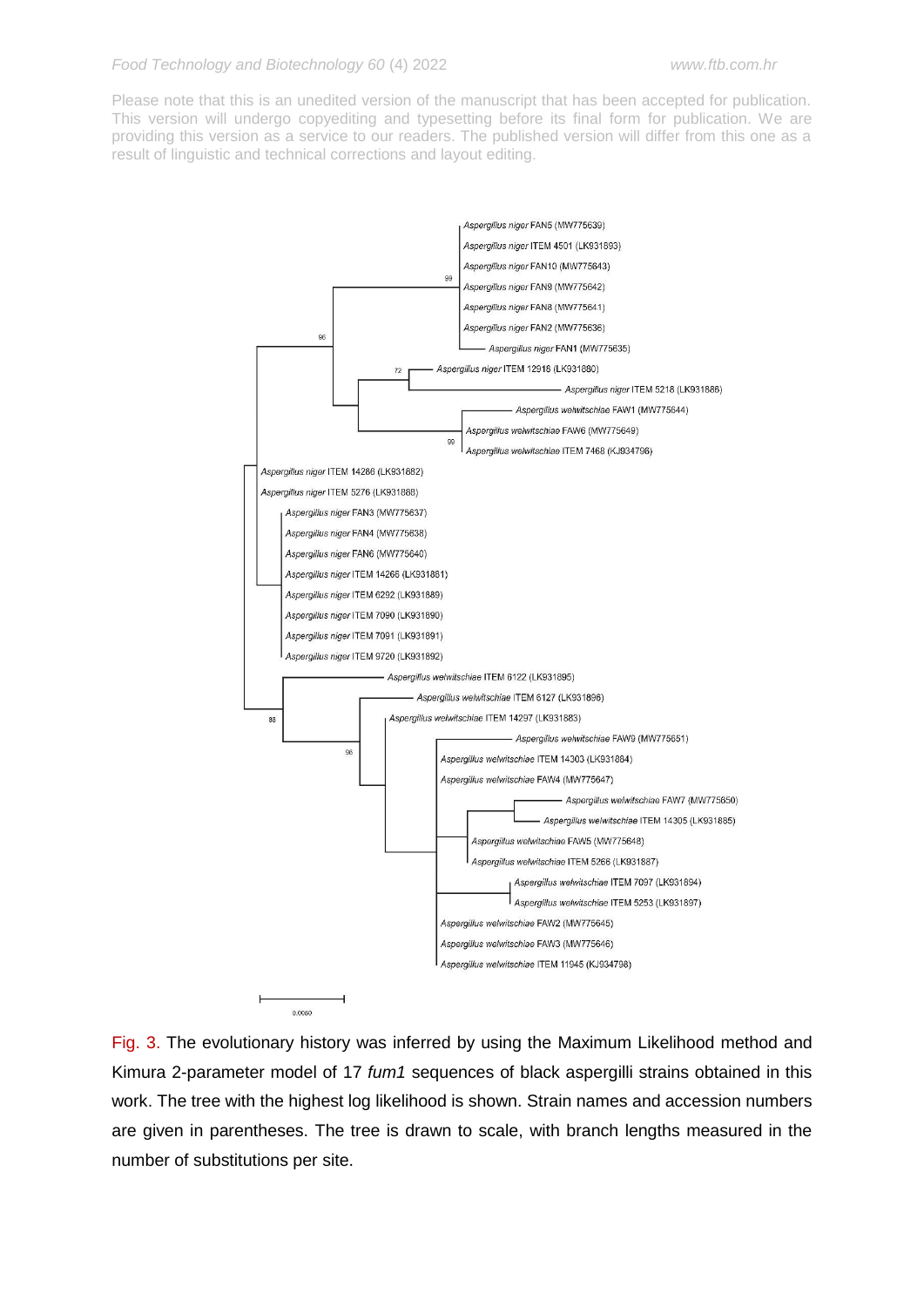Please note that this is an unedited version of the manuscript that has been accepted for publication. This version will undergo copyediting and typesetting before its final form for publication. We are providing this version as a service to our readers. The published version will differ from this one as a result of linguistic and technical corrections and layout editing.

*Aspergillus niger* FAN5 (MW775639)
*Aspergillus niger* ITEM 4501 (LK931893)
*Aspergillus niger* FAN10 (MW775643)
*Aspergillus niger* FAN9 (MW775642)
*Aspergillus niger* FAN8 (MW775641)
*Aspergillus niger* FAN2 (MW775636)
*Aspergillus niger* FAN1 (MW775635)
*Aspergillus niger* ITEM 12918 (LK931880)
*Aspergillus niger* ITEM 5218 (LK931886)
*Aspergillus welwitschiae* FAW1 (MW775644)
*Aspergillus welwitschiae* FAW6 (MW775649)
*Aspergillus welwitschiae* ITEM 7468 (KJ934796)
*Aspergillus niger* ITEM 14286 (LK931882)
*Aspergillus niger* ITEM 5276 (LK931888)
*Aspergillus niger* FAN3 (MW775637)
*Aspergillus niger* FAN4 (MW775638)
*Aspergillus niger* FAN6 (MW775640)
*Aspergillus niger* ITEM 14266 (LK931881)
*Aspergillus niger* ITEM 6292 (LK931889)
*Aspergillus niger* ITEM 7090 (LK931890)
*Aspergillus niger* ITEM 7091 (LK931891)
*Aspergillus niger* ITEM 9720 (LK931892)
*Aspergillus welwitschiae* ITEM 6122 (LK931895)
*Aspergillus welwitschiae* ITEM 6127 (LK931896)
*Aspergillus welwitschiae* ITEM 14297 (LK931883)
*Aspergillus welwitschiae* FAW9 (MW775651)
*Aspergillus welwitschiae* ITEM 14303 (LK931884)
*Aspergillus welwitschiae* FAW4 (MW775647)
*Aspergillus welwitschiae* FAW7 (MW775650)
*Aspergillus welwitschiae* ITEM 14305 (LK931885)
*Aspergillus welwitschiae* FAW5 (MW775648)
*Aspergillus welwitschiae* ITEM 5266 (LK931887)
*Aspergillus welwitschiae* ITEM 7097 (LK931894)
*Aspergillus welwitschiae* ITEM 5253 (LK931897)
*Aspergillus welwitschiae* FAW2 (MW775645)
*Aspergillus welwitschiae* FAW3 (MW775646)
*Aspergillus welwitschiae* ITEM 11945 (KJ934798)

99
96
72
99
88
96

0.0050

Fig. 3. The evolutionary history was inferred by using the Maximum Likelihood method and Kimura 2-parameter model of 17 *fum1* sequences of black aspergilli strains obtained in this work. The tree with the highest log likelihood is shown. Strain names and accession numbers are given in parentheses. The tree is drawn to scale, with branch lengths measured in the number of substitutions per site.